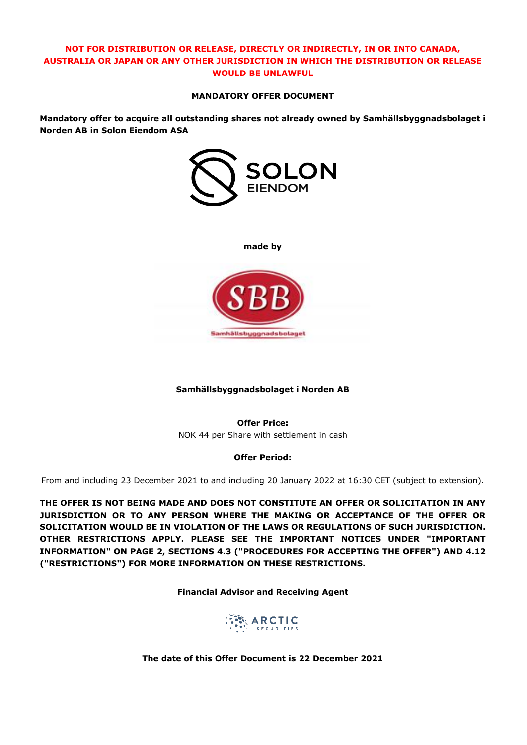**NOT FOR DISTRIBUTION OR RELEASE, DIRECTLY OR INDIRECTLY, IN OR INTO CANADA, AUSTRALIA OR JAPAN OR ANY OTHER JURISDICTION IN WHICH THE DISTRIBUTION OR RELEASE WOULD BE UNLAWFUL**

# MANDATORY OFFER DOCUMENT

**Mandatory offer to acquire all outstanding shares not already owned by Samhällsbyggnadsbolaget i Norden AB in Solon Eiendom ASA**

SOLON EIENDOM

**made by**

SBB

Samhällsbyggnadsbolaget

**Samhällsbyggnadsbolaget i Norden AB**

**Offer Price:**

NOK 44 per Share with settlement in cash

**Offer Period:**

From and including 23 December 2021 to and including 20 January 2022 at 16:30 CET (subject to extension).

**THE OFFER IS NOT BEING MADE AND DOES NOT CONSTITUTE AN OFFER OR SOLICITATION IN ANY JURISDICTION OR TO ANY PERSON WHERE THE MAKING OR ACCEPTANCE OF THE OFFER OR SOLICITATION WOULD BE IN VIOLATION OF THE LAWS OR REGULATIONS OF SUCH JURISDICTION. OTHER RESTRICTIONS APPLY. PLEASE SEE THE IMPORTANT NOTICES UNDER "IMPORTANT INFORMATION" ON PAGE 2, SECTIONS 4.3 ("PROCEDURES FOR ACCEPTING THE OFFER") AND 4.12 ("RESTRICTIONS") FOR MORE INFORMATION ON THESE RESTRICTIONS.**

**Financial Advisor and Receiving Agent**

ARCTIC SECURITIES

**The date of this Offer Document is 22 December 2021**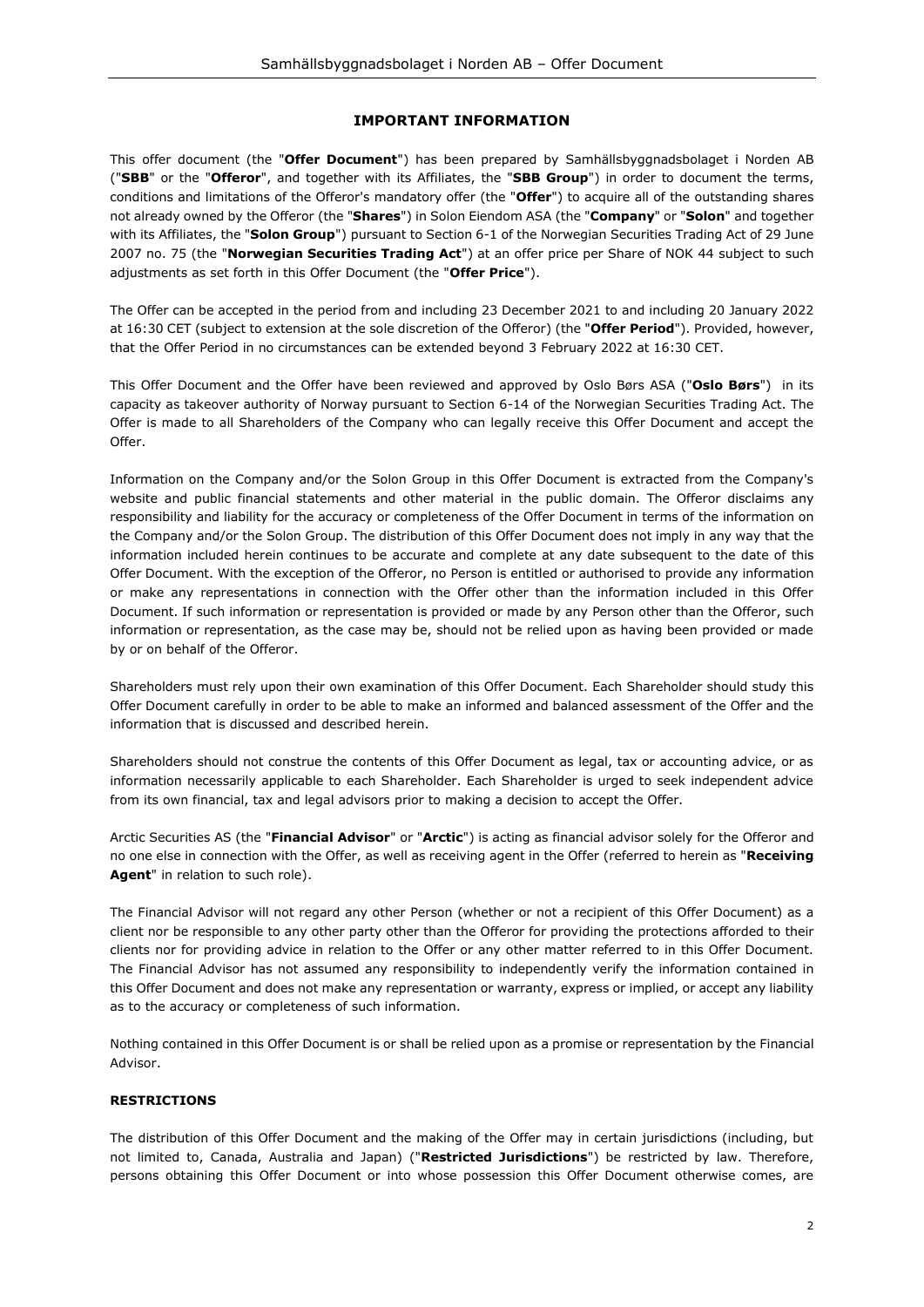## IMPORTANT INFORMATION

This offer document (the "**Offer Document**") has been prepared by Samhällsbyggnadsbolaget i Norden AB ("**SBB**" or the "**Offeror**", and together with its Affiliates, the "**SBB Group**") in order to document the terms, conditions and limitations of the Offeror's mandatory offer (the "**Offer**") to acquire all of the outstanding shares not already owned by the Offeror (the "**Shares**") in Solon Eiendom ASA (the "**Company**" or "**Solon**" and together with its Affiliates, the "**Solon Group**") pursuant to Section 6-1 of the Norwegian Securities Trading Act of 29 June 2007 no. 75 (the "**Norwegian Securities Trading Act**") at an offer price per Share of NOK 44 subject to such adjustments as set forth in this Offer Document (the "**Offer Price**").

The Offer can be accepted in the period from and including 23 December 2021 to and including 20 January 2022 at 16:30 CET (subject to extension at the sole discretion of the Offeror) (the "**Offer Period**"). Provided, however, that the Offer Period in no circumstances can be extended beyond 3 February 2022 at 16:30 CET.

This Offer Document and the Offer have been reviewed and approved by Oslo Børs ASA ("**Oslo Børs**") in its capacity as takeover authority of Norway pursuant to Section 6-14 of the Norwegian Securities Trading Act. The Offer is made to all Shareholders of the Company who can legally receive this Offer Document and accept the Offer.

Information on the Company and/or the Solon Group in this Offer Document is extracted from the Company's website and public financial statements and other material in the public domain. The Offeror disclaims any responsibility and liability for the accuracy or completeness of the Offer Document in terms of the information on the Company and/or the Solon Group. The distribution of this Offer Document does not imply in any way that the information included herein continues to be accurate and complete at any date subsequent to the date of this Offer Document. With the exception of the Offeror, no Person is entitled or authorised to provide any information or make any representations in connection with the Offer other than the information included in this Offer Document. If such information or representation is provided or made by any Person other than the Offeror, such information or representation, as the case may be, should not be relied upon as having been provided or made by or on behalf of the Offeror.

Shareholders must rely upon their own examination of this Offer Document. Each Shareholder should study this Offer Document carefully in order to be able to make an informed and balanced assessment of the Offer and the information that is discussed and described herein.

Shareholders should not construe the contents of this Offer Document as legal, tax or accounting advice, or as information necessarily applicable to each Shareholder. Each Shareholder is urged to seek independent advice from its own financial, tax and legal advisors prior to making a decision to accept the Offer.

Arctic Securities AS (the "**Financial Advisor**" or "**Arctic**") is acting as financial advisor solely for the Offeror and no one else in connection with the Offer, as well as receiving agent in the Offer (referred to herein as "**Receiving Agent**" in relation to such role).

The Financial Advisor will not regard any other Person (whether or not a recipient of this Offer Document) as a client nor be responsible to any other party other than the Offeror for providing the protections afforded to their clients nor for providing advice in relation to the Offer or any other matter referred to in this Offer Document. The Financial Advisor has not assumed any responsibility to independently verify the information contained in this Offer Document and does not make any representation or warranty, express or implied, or accept any liability as to the accuracy or completeness of such information.

Nothing contained in this Offer Document is or shall be relied upon as a promise or representation by the Financial Advisor.

### RESTRICTIONS

The distribution of this Offer Document and the making of the Offer may in certain jurisdictions (including, but not limited to, Canada, Australia and Japan) ("**Restricted Jurisdictions**") be restricted by law. Therefore, persons obtaining this Offer Document or into whose possession this Offer Document otherwise comes, are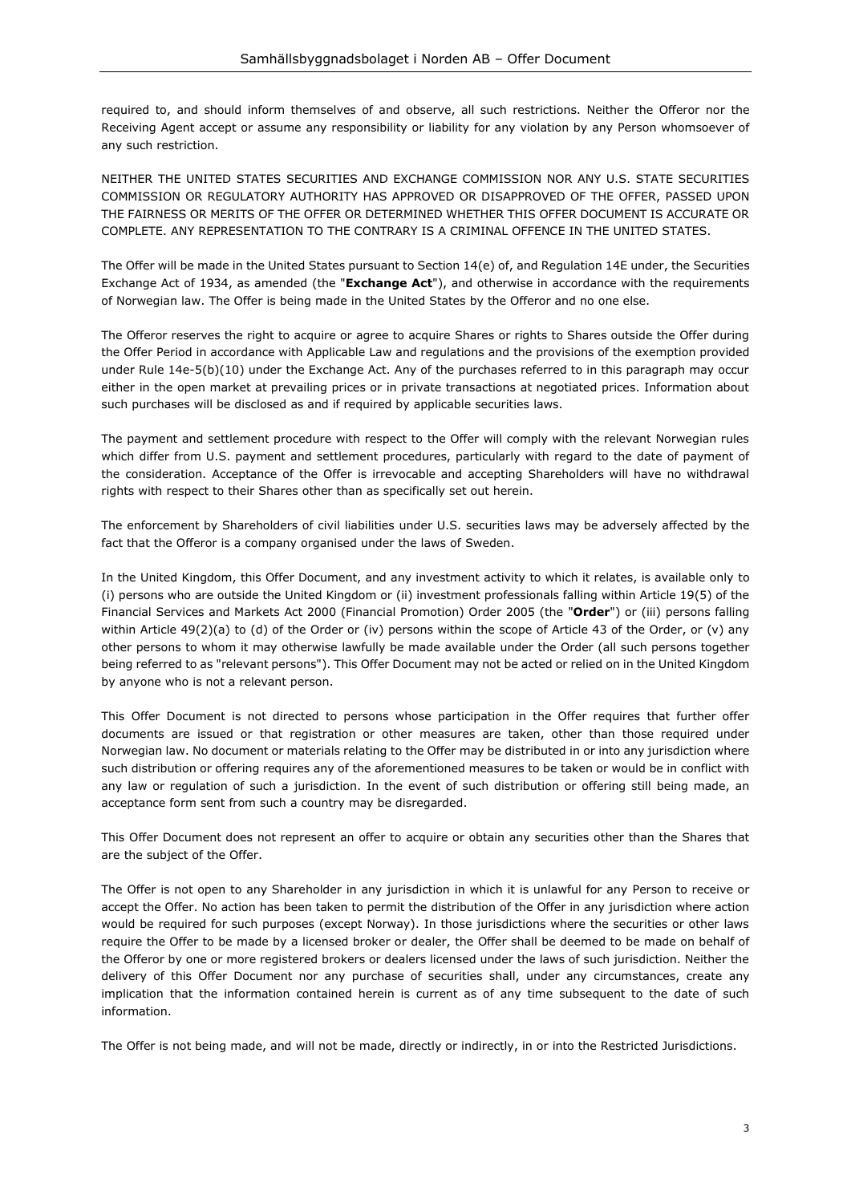required to, and should inform themselves of and observe, all such restrictions. Neither the Offeror nor the Receiving Agent accept or assume any responsibility or liability for any violation by any Person whomsoever of any such restriction.

NEITHER THE UNITED STATES SECURITIES AND EXCHANGE COMMISSION NOR ANY U.S. STATE SECURITIES COMMISSION OR REGULATORY AUTHORITY HAS APPROVED OR DISAPPROVED OF THE OFFER, PASSED UPON THE FAIRNESS OR MERITS OF THE OFFER OR DETERMINED WHETHER THIS OFFER DOCUMENT IS ACCURATE OR COMPLETE. ANY REPRESENTATION TO THE CONTRARY IS A CRIMINAL OFFENCE IN THE UNITED STATES.

The Offer will be made in the United States pursuant to Section 14(e) of, and Regulation 14E under, the Securities Exchange Act of 1934, as amended (the "**Exchange Act**"), and otherwise in accordance with the requirements of Norwegian law. The Offer is being made in the United States by the Offeror and no one else.

The Offeror reserves the right to acquire or agree to acquire Shares or rights to Shares outside the Offer during the Offer Period in accordance with Applicable Law and regulations and the provisions of the exemption provided under Rule 14e-5(b)(10) under the Exchange Act. Any of the purchases referred to in this paragraph may occur either in the open market at prevailing prices or in private transactions at negotiated prices. Information about such purchases will be disclosed as and if required by applicable securities laws.

The payment and settlement procedure with respect to the Offer will comply with the relevant Norwegian rules which differ from U.S. payment and settlement procedures, particularly with regard to the date of payment of the consideration. Acceptance of the Offer is irrevocable and accepting Shareholders will have no withdrawal rights with respect to their Shares other than as specifically set out herein.

The enforcement by Shareholders of civil liabilities under U.S. securities laws may be adversely affected by the fact that the Offeror is a company organised under the laws of Sweden.

In the United Kingdom, this Offer Document, and any investment activity to which it relates, is available only to (i) persons who are outside the United Kingdom or (ii) investment professionals falling within Article 19(5) of the Financial Services and Markets Act 2000 (Financial Promotion) Order 2005 (the "**Order**") or (iii) persons falling within Article 49(2)(a) to (d) of the Order or (iv) persons within the scope of Article 43 of the Order, or (v) any other persons to whom it may otherwise lawfully be made available under the Order (all such persons together being referred to as "relevant persons"). This Offer Document may not be acted or relied on in the United Kingdom by anyone who is not a relevant person.

This Offer Document is not directed to persons whose participation in the Offer requires that further offer documents are issued or that registration or other measures are taken, other than those required under Norwegian law. No document or materials relating to the Offer may be distributed in or into any jurisdiction where such distribution or offering requires any of the aforementioned measures to be taken or would be in conflict with any law or regulation of such a jurisdiction. In the event of such distribution or offering still being made, an acceptance form sent from such a country may be disregarded.

This Offer Document does not represent an offer to acquire or obtain any securities other than the Shares that are the subject of the Offer.

The Offer is not open to any Shareholder in any jurisdiction in which it is unlawful for any Person to receive or accept the Offer. No action has been taken to permit the distribution of the Offer in any jurisdiction where action would be required for such purposes (except Norway). In those jurisdictions where the securities or other laws require the Offer to be made by a licensed broker or dealer, the Offer shall be deemed to be made on behalf of the Offeror by one or more registered brokers or dealers licensed under the laws of such jurisdiction. Neither the delivery of this Offer Document nor any purchase of securities shall, under any circumstances, create any implication that the information contained herein is current as of any time subsequent to the date of such information.

The Offer is not being made, and will not be made, directly or indirectly, in or into the Restricted Jurisdictions.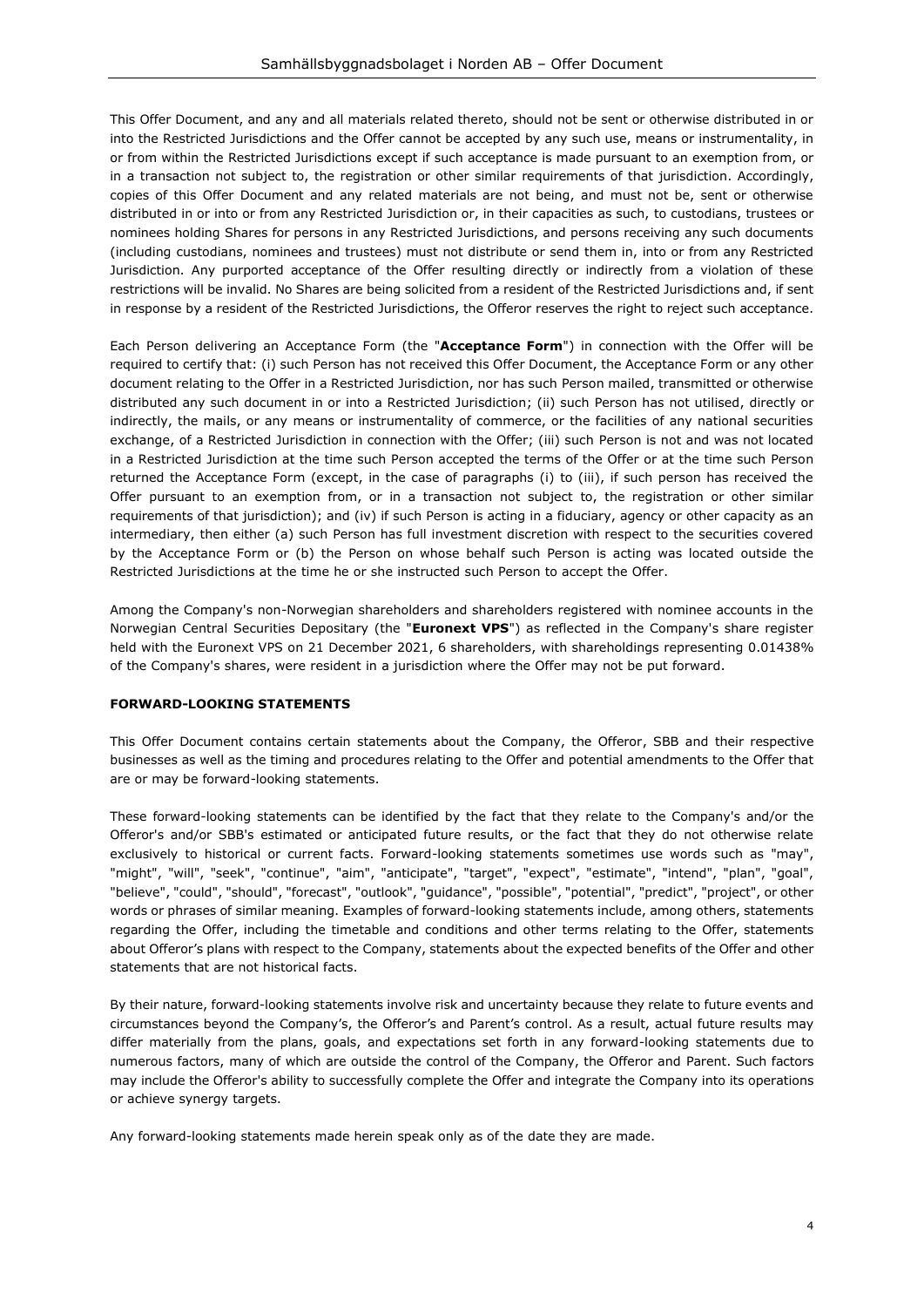This Offer Document, and any and all materials related thereto, should not be sent or otherwise distributed in or into the Restricted Jurisdictions and the Offer cannot be accepted by any such use, means or instrumentality, in or from within the Restricted Jurisdictions except if such acceptance is made pursuant to an exemption from, or in a transaction not subject to, the registration or other similar requirements of that jurisdiction. Accordingly, copies of this Offer Document and any related materials are not being, and must not be, sent or otherwise distributed in or into or from any Restricted Jurisdiction or, in their capacities as such, to custodians, trustees or nominees holding Shares for persons in any Restricted Jurisdictions, and persons receiving any such documents (including custodians, nominees and trustees) must not distribute or send them in, into or from any Restricted Jurisdiction. Any purported acceptance of the Offer resulting directly or indirectly from a violation of these restrictions will be invalid. No Shares are being solicited from a resident of the Restricted Jurisdictions and, if sent in response by a resident of the Restricted Jurisdictions, the Offeror reserves the right to reject such acceptance.

Each Person delivering an Acceptance Form (the "**Acceptance Form**") in connection with the Offer will be required to certify that: (i) such Person has not received this Offer Document, the Acceptance Form or any other document relating to the Offer in a Restricted Jurisdiction, nor has such Person mailed, transmitted or otherwise distributed any such document in or into a Restricted Jurisdiction; (ii) such Person has not utilised, directly or indirectly, the mails, or any means or instrumentality of commerce, or the facilities of any national securities exchange, of a Restricted Jurisdiction in connection with the Offer; (iii) such Person is not and was not located in a Restricted Jurisdiction at the time such Person accepted the terms of the Offer or at the time such Person returned the Acceptance Form (except, in the case of paragraphs (i) to (iii), if such person has received the Offer pursuant to an exemption from, or in a transaction not subject to, the registration or other similar requirements of that jurisdiction); and (iv) if such Person is acting in a fiduciary, agency or other capacity as an intermediary, then either (a) such Person has full investment discretion with respect to the securities covered by the Acceptance Form or (b) the Person on whose behalf such Person is acting was located outside the Restricted Jurisdictions at the time he or she instructed such Person to accept the Offer.

Among the Company's non-Norwegian shareholders and shareholders registered with nominee accounts in the Norwegian Central Securities Depositary (the "**Euronext VPS**") as reflected in the Company's share register held with the Euronext VPS on 21 December 2021, 6 shareholders, with shareholdings representing 0.01438% of the Company's shares, were resident in a jurisdiction where the Offer may not be put forward.

**FORWARD-LOOKING STATEMENTS**

This Offer Document contains certain statements about the Company, the Offeror, SBB and their respective businesses as well as the timing and procedures relating to the Offer and potential amendments to the Offer that are or may be forward-looking statements.

These forward-looking statements can be identified by the fact that they relate to the Company's and/or the Offeror's and/or SBB's estimated or anticipated future results, or the fact that they do not otherwise relate exclusively to historical or current facts. Forward-looking statements sometimes use words such as "may", "might", "will", "seek", "continue", "aim", "anticipate", "target", "expect", "estimate", "intend", "plan", "goal", "believe", "could", "should", "forecast", "outlook", "guidance", "possible", "potential", "predict", "project", or other words or phrases of similar meaning. Examples of forward-looking statements include, among others, statements regarding the Offer, including the timetable and conditions and other terms relating to the Offer, statements about Offeror's plans with respect to the Company, statements about the expected benefits of the Offer and other statements that are not historical facts.

By their nature, forward-looking statements involve risk and uncertainty because they relate to future events and circumstances beyond the Company's, the Offeror's and Parent's control. As a result, actual future results may differ materially from the plans, goals, and expectations set forth in any forward-looking statements due to numerous factors, many of which are outside the control of the Company, the Offeror and Parent. Such factors may include the Offeror's ability to successfully complete the Offer and integrate the Company into its operations or achieve synergy targets.

Any forward-looking statements made herein speak only as of the date they are made.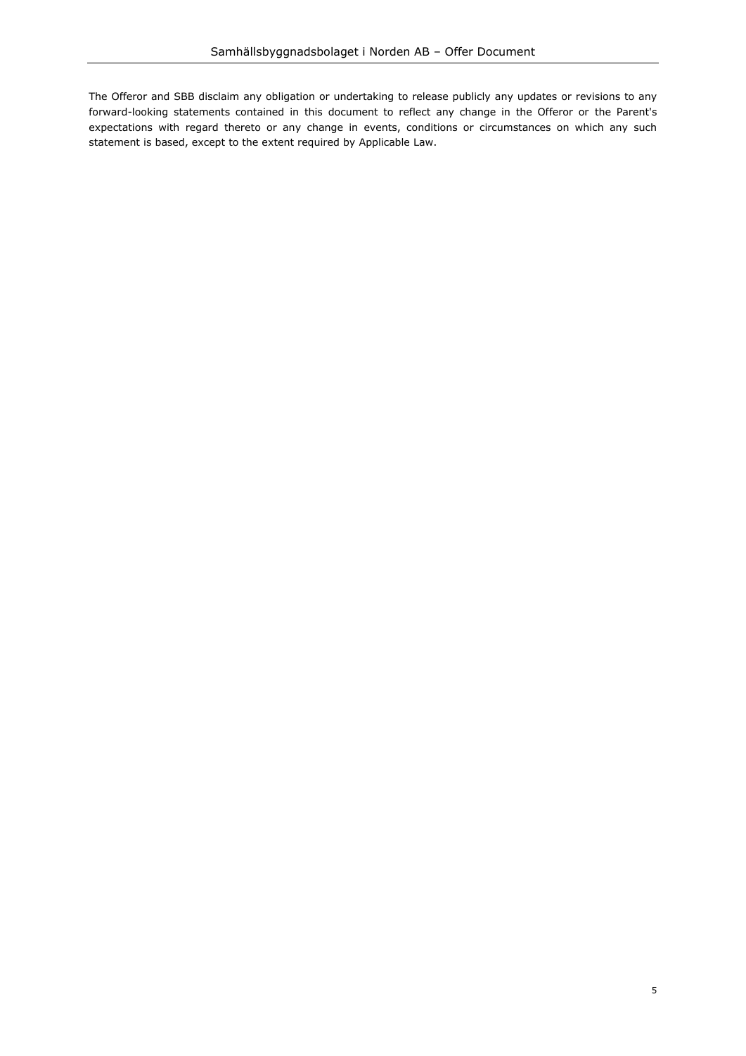The Offeror and SBB disclaim any obligation or undertaking to release publicly any updates or revisions to any forward-looking statements contained in this document to reflect any change in the Offeror or the Parent's expectations with regard thereto or any change in events, conditions or circumstances on which any such statement is based, except to the extent required by Applicable Law.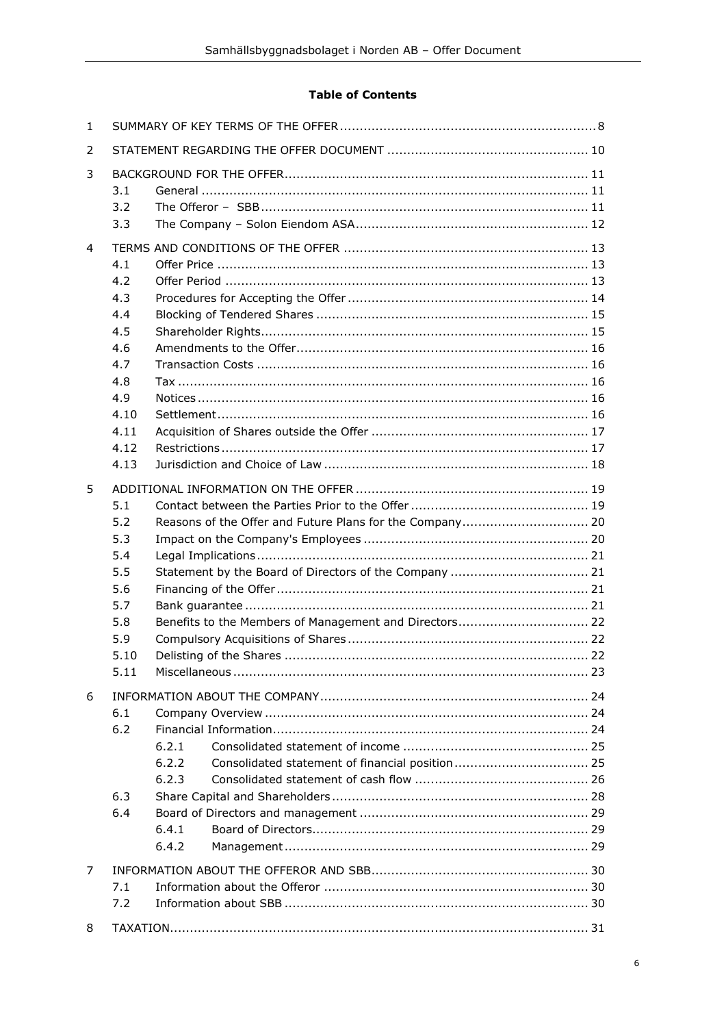**Table of Contents**

| | | | |
|---|---|---|---|
| 1 | SUMMARY OF KEY TERMS OF THE OFFER | | 8 |
| 2 | STATEMENT REGARDING THE OFFER DOCUMENT | | 10 |
| 3 | BACKGROUND FOR THE OFFER | | 11 |
| | 3.1 | General | 11 |
| | 3.2 | The Offeror – SBB | 11 |
| | 3.3 | The Company – Solon Eiendom ASA | 12 |
| 4 | TERMS AND CONDITIONS OF THE OFFER | | 13 |
| | 4.1 | Offer Price | 13 |
| | 4.2 | Offer Period | 13 |
| | 4.3 | Procedures for Accepting the Offer | 14 |
| | 4.4 | Blocking of Tendered Shares | 15 |
| | 4.5 | Shareholder Rights | 15 |
| | 4.6 | Amendments to the Offer | 16 |
| | 4.7 | Transaction Costs | 16 |
| | 4.8 | Tax | 16 |
| | 4.9 | Notices | 16 |
| | 4.10 | Settlement | 16 |
| | 4.11 | Acquisition of Shares outside the Offer | 17 |
| | 4.12 | Restrictions | 17 |
| | 4.13 | Jurisdiction and Choice of Law | 18 |
| 5 | ADDITIONAL INFORMATION ON THE OFFER | | 19 |
| | 5.1 | Contact between the Parties Prior to the Offer | 19 |
| | 5.2 | Reasons of the Offer and Future Plans for the Company | 20 |
| | 5.3 | Impact on the Company's Employees | 20 |
| | 5.4 | Legal Implications | 21 |
| | 5.5 | Statement by the Board of Directors of the Company | 21 |
| | 5.6 | Financing of the Offer | 21 |
| | 5.7 | Bank guarantee | 21 |
| | 5.8 | Benefits to the Members of Management and Directors | 22 |
| | 5.9 | Compulsory Acquisitions of Shares | 22 |
| | 5.10 | Delisting of the Shares | 22 |
| | 5.11 | Miscellaneous | 23 |
| 6 | INFORMATION ABOUT THE COMPANY | | 24 |
| | 6.1 | Company Overview | 24 |
| | 6.2 | Financial Information | 24 |
| | | 6.2.1 Consolidated statement of income | 25 |
| | | 6.2.2 Consolidated statement of financial position | 25 |
| | | 6.2.3 Consolidated statement of cash flow | 26 |
| | 6.3 | Share Capital and Shareholders | 28 |
| | 6.4 | Board of Directors and management | 29 |
| | | 6.4.1 Board of Directors | 29 |
| | | 6.4.2 Management | 29 |
| 7 | INFORMATION ABOUT THE OFFEROR AND SBB | | 30 |
| | 7.1 | Information about the Offeror | 30 |
| | 7.2 | Information about SBB | 30 |
| 8 | TAXATION | | 31 |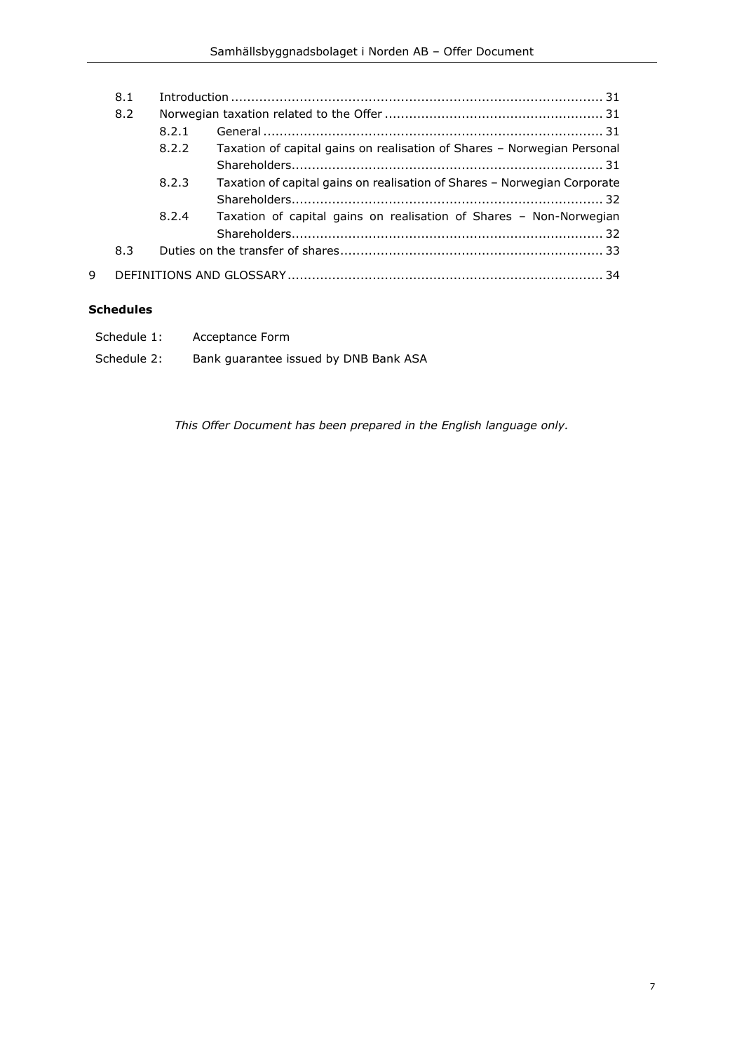| | | | |
|---|---|---|---|
| 8.1 | | Introduction | 31 |
| 8.2 | | Norwegian taxation related to the Offer | 31 |
| | 8.2.1 | General | 31 |
| | 8.2.2 | Taxation of capital gains on realisation of Shares – Norwegian Personal Shareholders | 31 |
| | 8.2.3 | Taxation of capital gains on realisation of Shares – Norwegian Corporate Shareholders | 32 |
| | 8.2.4 | Taxation of capital gains on realisation of Shares – Non-Norwegian Shareholders | 32 |
| 8.3 | | Duties on the transfer of shares | 33 |
| 9 | | DEFINITIONS AND GLOSSARY | 34 |

**Schedules**

Schedule 1: Acceptance Form

Schedule 2: Bank guarantee issued by DNB Bank ASA

*This Offer Document has been prepared in the English language only.*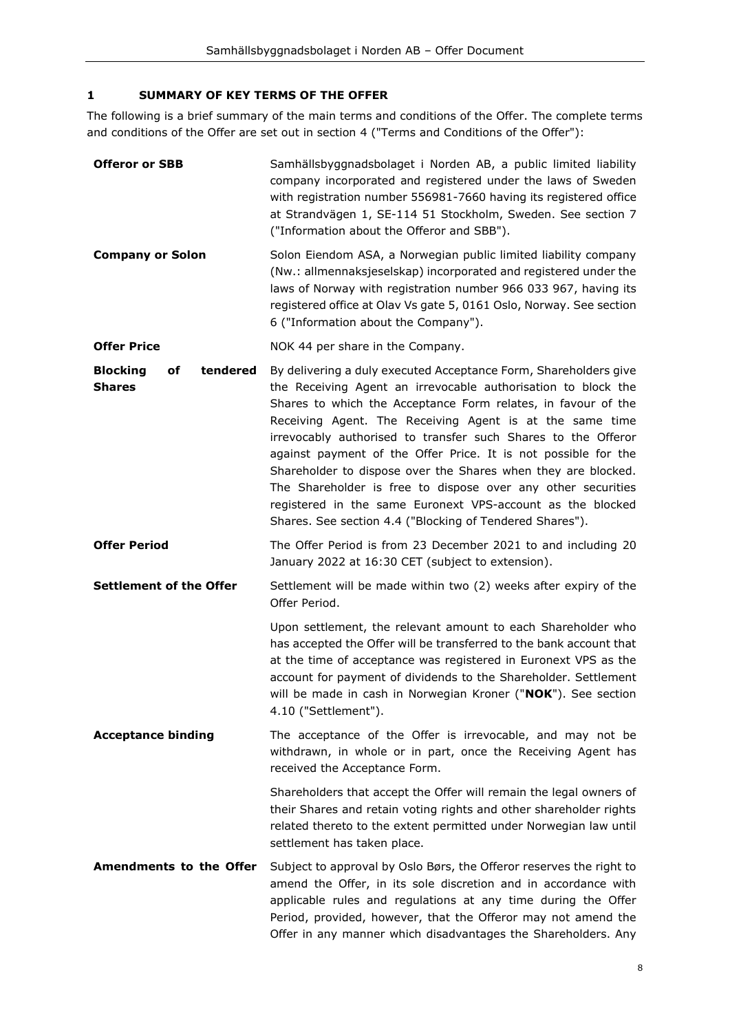## 1 SUMMARY OF KEY TERMS OF THE OFFER

The following is a brief summary of the main terms and conditions of the Offer. The complete terms and conditions of the Offer are set out in section 4 ("Terms and Conditions of the Offer"):

| | |
|---|---|
| **Offeror or SBB** | Samhällsbyggnadsbolaget i Norden AB, a public limited liability company incorporated and registered under the laws of Sweden with registration number 556981-7660 having its registered office at Strandvägen 1, SE-114 51 Stockholm, Sweden. See section 7 ("Information about the Offeror and SBB"). |
| **Company or Solon** | Solon Eiendom ASA, a Norwegian public limited liability company (Nw.: allmennaksjeselskap) incorporated and registered under the laws of Norway with registration number 966 033 967, having its registered office at Olav Vs gate 5, 0161 Oslo, Norway. See section 6 ("Information about the Company"). |
| **Offer Price** | NOK 44 per share in the Company. |
| **Blocking of tendered Shares** | By delivering a duly executed Acceptance Form, Shareholders give the Receiving Agent an irrevocable authorisation to block the Shares to which the Acceptance Form relates, in favour of the Receiving Agent. The Receiving Agent is at the same time irrevocably authorised to transfer such Shares to the Offeror against payment of the Offer Price. It is not possible for the Shareholder to dispose over the Shares when they are blocked. The Shareholder is free to dispose over any other securities registered in the same Euronext VPS-account as the blocked Shares. See section 4.4 ("Blocking of Tendered Shares"). |
| **Offer Period** | The Offer Period is from 23 December 2021 to and including 20 January 2022 at 16:30 CET (subject to extension). |
| **Settlement of the Offer** | Settlement will be made within two (2) weeks after expiry of the Offer Period.<br><br>Upon settlement, the relevant amount to each Shareholder who has accepted the Offer will be transferred to the bank account that at the time of acceptance was registered in Euronext VPS as the account for payment of dividends to the Shareholder. Settlement will be made in cash in Norwegian Kroner ("**NOK**"). See section 4.10 ("Settlement"). |
| **Acceptance binding** | The acceptance of the Offer is irrevocable, and may not be withdrawn, in whole or in part, once the Receiving Agent has received the Acceptance Form.<br><br>Shareholders that accept the Offer will remain the legal owners of their Shares and retain voting rights and other shareholder rights related thereto to the extent permitted under Norwegian law until settlement has taken place. |
| **Amendments to the Offer** | Subject to approval by Oslo Børs, the Offeror reserves the right to amend the Offer, in its sole discretion and in accordance with applicable rules and regulations at any time during the Offer Period, provided, however, that the Offeror may not amend the Offer in any manner which disadvantages the Shareholders. Any |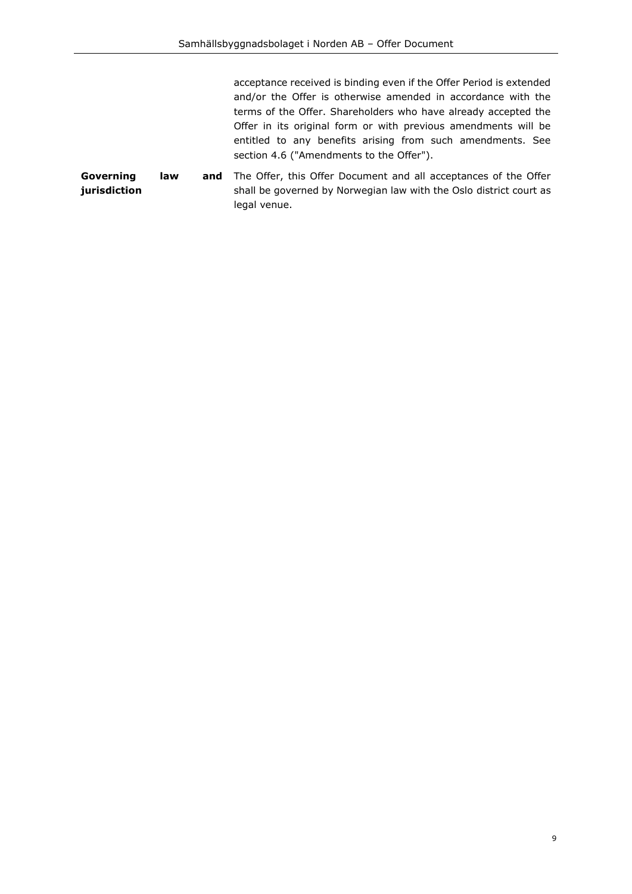|  |  |
|---|---|
|  | acceptance received is binding even if the Offer Period is extended and/or the Offer is otherwise amended in accordance with the terms of the Offer. Shareholders who have already accepted the Offer in its original form or with previous amendments will be entitled to any benefits arising from such amendments. See section 4.6 ("Amendments to the Offer"). |
| **Governing law and jurisdiction** | The Offer, this Offer Document and all acceptances of the Offer shall be governed by Norwegian law with the Oslo district court as legal venue. |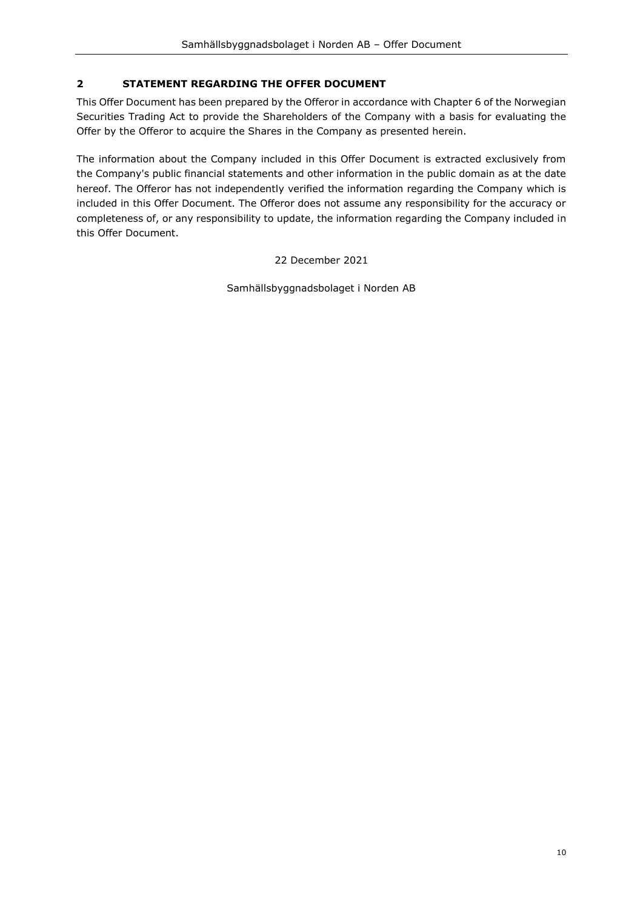## 2 STATEMENT REGARDING THE OFFER DOCUMENT

This Offer Document has been prepared by the Offeror in accordance with Chapter 6 of the Norwegian Securities Trading Act to provide the Shareholders of the Company with a basis for evaluating the Offer by the Offeror to acquire the Shares in the Company as presented herein.

The information about the Company included in this Offer Document is extracted exclusively from the Company's public financial statements and other information in the public domain as at the date hereof. The Offeror has not independently verified the information regarding the Company which is included in this Offer Document. The Offeror does not assume any responsibility for the accuracy or completeness of, or any responsibility to update, the information regarding the Company included in this Offer Document.

22 December 2021

Samhällsbyggnadsbolaget i Norden AB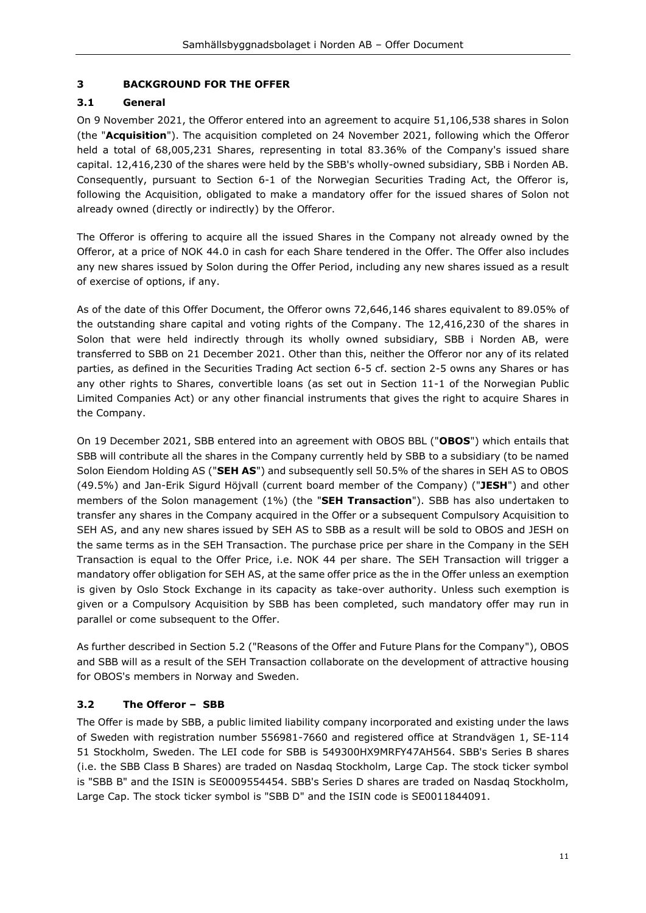## 3 BACKGROUND FOR THE OFFER

### 3.1 General

On 9 November 2021, the Offeror entered into an agreement to acquire 51,106,538 shares in Solon (the "**Acquisition**"). The acquisition completed on 24 November 2021, following which the Offeror held a total of 68,005,231 Shares, representing in total 83.36% of the Company's issued share capital. 12,416,230 of the shares were held by the SBB's wholly-owned subsidiary, SBB i Norden AB. Consequently, pursuant to Section 6-1 of the Norwegian Securities Trading Act, the Offeror is, following the Acquisition, obligated to make a mandatory offer for the issued shares of Solon not already owned (directly or indirectly) by the Offeror.

The Offeror is offering to acquire all the issued Shares in the Company not already owned by the Offeror, at a price of NOK 44.0 in cash for each Share tendered in the Offer. The Offer also includes any new shares issued by Solon during the Offer Period, including any new shares issued as a result of exercise of options, if any.

As of the date of this Offer Document, the Offeror owns 72,646,146 shares equivalent to 89.05% of the outstanding share capital and voting rights of the Company. The 12,416,230 of the shares in Solon that were held indirectly through its wholly owned subsidiary, SBB i Norden AB, were transferred to SBB on 21 December 2021. Other than this, neither the Offeror nor any of its related parties, as defined in the Securities Trading Act section 6-5 cf. section 2-5 owns any Shares or has any other rights to Shares, convertible loans (as set out in Section 11-1 of the Norwegian Public Limited Companies Act) or any other financial instruments that gives the right to acquire Shares in the Company.

On 19 December 2021, SBB entered into an agreement with OBOS BBL ("**OBOS**") which entails that SBB will contribute all the shares in the Company currently held by SBB to a subsidiary (to be named Solon Eiendom Holding AS ("**SEH AS**") and subsequently sell 50.5% of the shares in SEH AS to OBOS (49.5%) and Jan-Erik Sigurd Höjvall (current board member of the Company) ("**JESH**") and other members of the Solon management (1%) (the "**SEH Transaction**"). SBB has also undertaken to transfer any shares in the Company acquired in the Offer or a subsequent Compulsory Acquisition to SEH AS, and any new shares issued by SEH AS to SBB as a result will be sold to OBOS and JESH on the same terms as in the SEH Transaction. The purchase price per share in the Company in the SEH Transaction is equal to the Offer Price, i.e. NOK 44 per share. The SEH Transaction will trigger a mandatory offer obligation for SEH AS, at the same offer price as the in the Offer unless an exemption is given by Oslo Stock Exchange in its capacity as take-over authority. Unless such exemption is given or a Compulsory Acquisition by SBB has been completed, such mandatory offer may run in parallel or come subsequent to the Offer.

As further described in Section 5.2 ("Reasons of the Offer and Future Plans for the Company"), OBOS and SBB will as a result of the SEH Transaction collaborate on the development of attractive housing for OBOS's members in Norway and Sweden.

### 3.2 The Offeror – SBB

The Offer is made by SBB, a public limited liability company incorporated and existing under the laws of Sweden with registration number 556981-7660 and registered office at Strandvägen 1, SE-114 51 Stockholm, Sweden. The LEI code for SBB is 549300HX9MRFY47AH564. SBB's Series B shares (i.e. the SBB Class B Shares) are traded on Nasdaq Stockholm, Large Cap. The stock ticker symbol is "SBB B" and the ISIN is SE0009554454. SBB's Series D shares are traded on Nasdaq Stockholm, Large Cap. The stock ticker symbol is "SBB D" and the ISIN code is SE0011844091.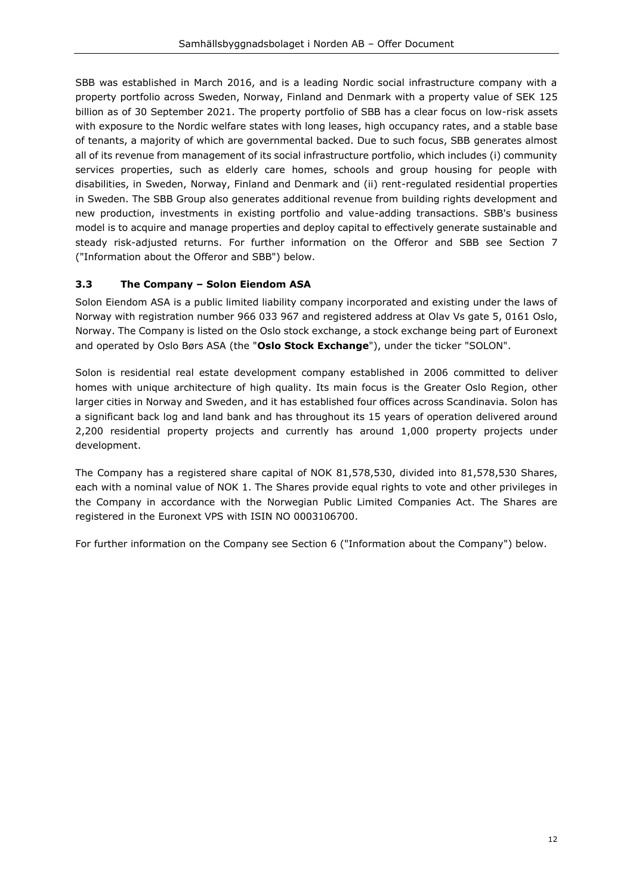SBB was established in March 2016, and is a leading Nordic social infrastructure company with a property portfolio across Sweden, Norway, Finland and Denmark with a property value of SEK 125 billion as of 30 September 2021. The property portfolio of SBB has a clear focus on low-risk assets with exposure to the Nordic welfare states with long leases, high occupancy rates, and a stable base of tenants, a majority of which are governmental backed. Due to such focus, SBB generates almost all of its revenue from management of its social infrastructure portfolio, which includes (i) community services properties, such as elderly care homes, schools and group housing for people with disabilities, in Sweden, Norway, Finland and Denmark and (ii) rent-regulated residential properties in Sweden. The SBB Group also generates additional revenue from building rights development and new production, investments in existing portfolio and value-adding transactions. SBB's business model is to acquire and manage properties and deploy capital to effectively generate sustainable and steady risk-adjusted returns. For further information on the Offeror and SBB see Section 7 ("Information about the Offeror and SBB") below.

### 3.3 The Company – Solon Eiendom ASA

Solon Eiendom ASA is a public limited liability company incorporated and existing under the laws of Norway with registration number 966 033 967 and registered address at Olav Vs gate 5, 0161 Oslo, Norway. The Company is listed on the Oslo stock exchange, a stock exchange being part of Euronext and operated by Oslo Børs ASA (the "**Oslo Stock Exchange**"), under the ticker "SOLON".

Solon is residential real estate development company established in 2006 committed to deliver homes with unique architecture of high quality. Its main focus is the Greater Oslo Region, other larger cities in Norway and Sweden, and it has established four offices across Scandinavia. Solon has a significant back log and land bank and has throughout its 15 years of operation delivered around 2,200 residential property projects and currently has around 1,000 property projects under development.

The Company has a registered share capital of NOK 81,578,530, divided into 81,578,530 Shares, each with a nominal value of NOK 1. The Shares provide equal rights to vote and other privileges in the Company in accordance with the Norwegian Public Limited Companies Act. The Shares are registered in the Euronext VPS with ISIN NO 0003106700.

For further information on the Company see Section 6 ("Information about the Company") below.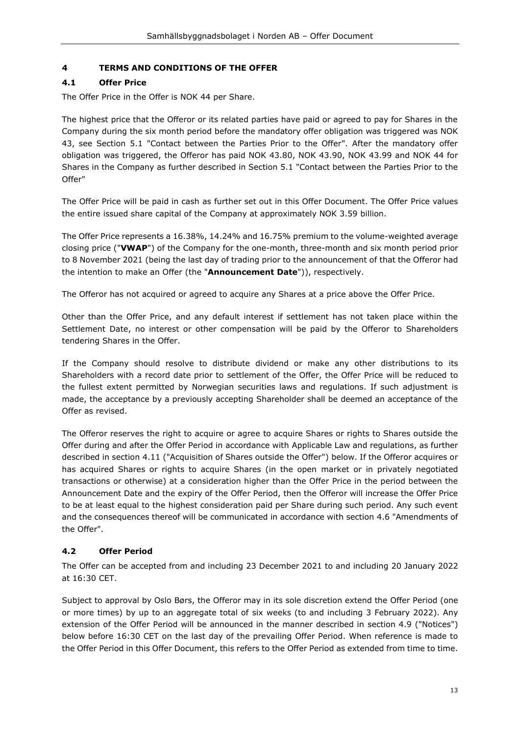## 4 TERMS AND CONDITIONS OF THE OFFER

### 4.1 Offer Price

The Offer Price in the Offer is NOK 44 per Share.

The highest price that the Offeror or its related parties have paid or agreed to pay for Shares in the Company during the six month period before the mandatory offer obligation was triggered was NOK 43, see Section 5.1 "Contact between the Parties Prior to the Offer". After the mandatory offer obligation was triggered, the Offeror has paid NOK 43.80, NOK 43.90, NOK 43.99 and NOK 44 for Shares in the Company as further described in Section 5.1 "Contact between the Parties Prior to the Offer"

The Offer Price will be paid in cash as further set out in this Offer Document. The Offer Price values the entire issued share capital of the Company at approximately NOK 3.59 billion.

The Offer Price represents a 16.38%, 14.24% and 16.75% premium to the volume-weighted average closing price ("**VWAP**") of the Company for the one-month, three-month and six month period prior to 8 November 2021 (being the last day of trading prior to the announcement of that the Offeror had the intention to make an Offer (the "**Announcement Date**")), respectively.

The Offeror has not acquired or agreed to acquire any Shares at a price above the Offer Price.

Other than the Offer Price, and any default interest if settlement has not taken place within the Settlement Date, no interest or other compensation will be paid by the Offeror to Shareholders tendering Shares in the Offer.

If the Company should resolve to distribute dividend or make any other distributions to its Shareholders with a record date prior to settlement of the Offer, the Offer Price will be reduced to the fullest extent permitted by Norwegian securities laws and regulations. If such adjustment is made, the acceptance by a previously accepting Shareholder shall be deemed an acceptance of the Offer as revised.

The Offeror reserves the right to acquire or agree to acquire Shares or rights to Shares outside the Offer during and after the Offer Period in accordance with Applicable Law and regulations, as further described in section 4.11 ("Acquisition of Shares outside the Offer") below. If the Offeror acquires or has acquired Shares or rights to acquire Shares (in the open market or in privately negotiated transactions or otherwise) at a consideration higher than the Offer Price in the period between the Announcement Date and the expiry of the Offer Period, then the Offeror will increase the Offer Price to be at least equal to the highest consideration paid per Share during such period. Any such event and the consequences thereof will be communicated in accordance with section 4.6 "Amendments of the Offer".

### 4.2 Offer Period

The Offer can be accepted from and including 23 December 2021 to and including 20 January 2022 at 16:30 CET.

Subject to approval by Oslo Børs, the Offeror may in its sole discretion extend the Offer Period (one or more times) by up to an aggregate total of six weeks (to and including 3 February 2022). Any extension of the Offer Period will be announced in the manner described in section 4.9 ("Notices") below before 16:30 CET on the last day of the prevailing Offer Period. When reference is made to the Offer Period in this Offer Document, this refers to the Offer Period as extended from time to time.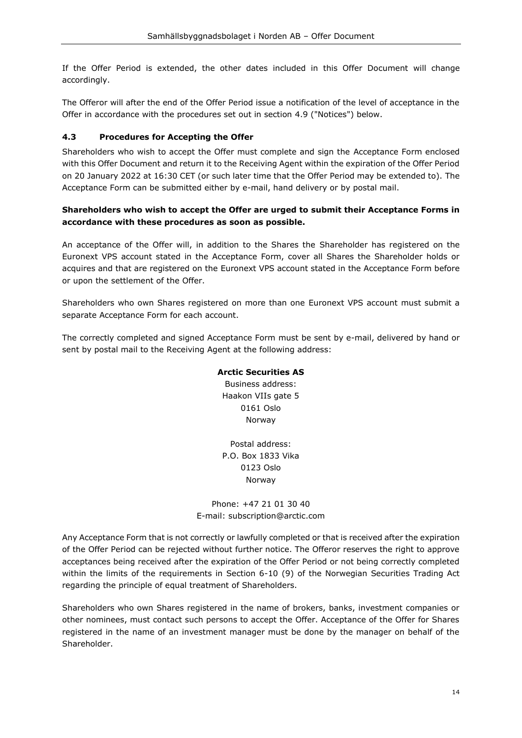If the Offer Period is extended, the other dates included in this Offer Document will change accordingly.

The Offeror will after the end of the Offer Period issue a notification of the level of acceptance in the Offer in accordance with the procedures set out in section 4.9 ("Notices") below.

### 4.3 Procedures for Accepting the Offer

Shareholders who wish to accept the Offer must complete and sign the Acceptance Form enclosed with this Offer Document and return it to the Receiving Agent within the expiration of the Offer Period on 20 January 2022 at 16:30 CET (or such later time that the Offer Period may be extended to). The Acceptance Form can be submitted either by e-mail, hand delivery or by postal mail.

**Shareholders who wish to accept the Offer are urged to submit their Acceptance Forms in accordance with these procedures as soon as possible.**

An acceptance of the Offer will, in addition to the Shares the Shareholder has registered on the Euronext VPS account stated in the Acceptance Form, cover all Shares the Shareholder holds or acquires and that are registered on the Euronext VPS account stated in the Acceptance Form before or upon the settlement of the Offer.

Shareholders who own Shares registered on more than one Euronext VPS account must submit a separate Acceptance Form for each account.

The correctly completed and signed Acceptance Form must be sent by e-mail, delivered by hand or sent by postal mail to the Receiving Agent at the following address:

**Arctic Securities AS**
Business address:
Haakon VIIs gate 5
0161 Oslo
Norway

Postal address:
P.O. Box 1833 Vika
0123 Oslo
Norway

Phone: +47 21 01 30 40
E-mail: subscription@arctic.com

Any Acceptance Form that is not correctly or lawfully completed or that is received after the expiration of the Offer Period can be rejected without further notice. The Offeror reserves the right to approve acceptances being received after the expiration of the Offer Period or not being correctly completed within the limits of the requirements in Section 6-10 (9) of the Norwegian Securities Trading Act regarding the principle of equal treatment of Shareholders.

Shareholders who own Shares registered in the name of brokers, banks, investment companies or other nominees, must contact such persons to accept the Offer. Acceptance of the Offer for Shares registered in the name of an investment manager must be done by the manager on behalf of the Shareholder.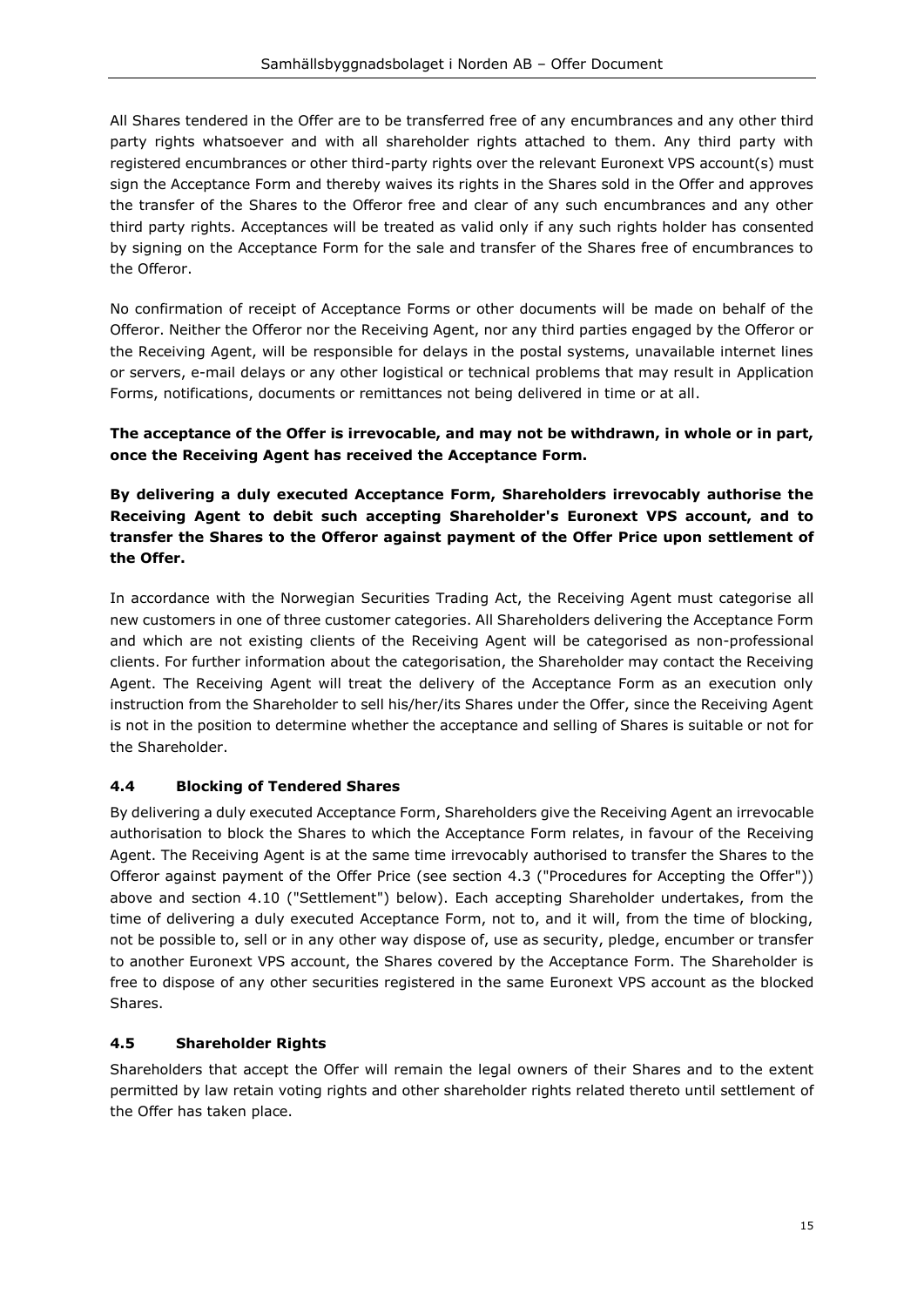All Shares tendered in the Offer are to be transferred free of any encumbrances and any other third party rights whatsoever and with all shareholder rights attached to them. Any third party with registered encumbrances or other third-party rights over the relevant Euronext VPS account(s) must sign the Acceptance Form and thereby waives its rights in the Shares sold in the Offer and approves the transfer of the Shares to the Offeror free and clear of any such encumbrances and any other third party rights. Acceptances will be treated as valid only if any such rights holder has consented by signing on the Acceptance Form for the sale and transfer of the Shares free of encumbrances to the Offeror.

No confirmation of receipt of Acceptance Forms or other documents will be made on behalf of the Offeror. Neither the Offeror nor the Receiving Agent, nor any third parties engaged by the Offeror or the Receiving Agent, will be responsible for delays in the postal systems, unavailable internet lines or servers, e-mail delays or any other logistical or technical problems that may result in Application Forms, notifications, documents or remittances not being delivered in time or at all.

**The acceptance of the Offer is irrevocable, and may not be withdrawn, in whole or in part, once the Receiving Agent has received the Acceptance Form.**

**By delivering a duly executed Acceptance Form, Shareholders irrevocably authorise the Receiving Agent to debit such accepting Shareholder's Euronext VPS account, and to transfer the Shares to the Offeror against payment of the Offer Price upon settlement of the Offer.**

In accordance with the Norwegian Securities Trading Act, the Receiving Agent must categorise all new customers in one of three customer categories. All Shareholders delivering the Acceptance Form and which are not existing clients of the Receiving Agent will be categorised as non-professional clients. For further information about the categorisation, the Shareholder may contact the Receiving Agent. The Receiving Agent will treat the delivery of the Acceptance Form as an execution only instruction from the Shareholder to sell his/her/its Shares under the Offer, since the Receiving Agent is not in the position to determine whether the acceptance and selling of Shares is suitable or not for the Shareholder.

### 4.4 Blocking of Tendered Shares

By delivering a duly executed Acceptance Form, Shareholders give the Receiving Agent an irrevocable authorisation to block the Shares to which the Acceptance Form relates, in favour of the Receiving Agent. The Receiving Agent is at the same time irrevocably authorised to transfer the Shares to the Offeror against payment of the Offer Price (see section 4.3 ("Procedures for Accepting the Offer")) above and section 4.10 ("Settlement") below). Each accepting Shareholder undertakes, from the time of delivering a duly executed Acceptance Form, not to, and it will, from the time of blocking, not be possible to, sell or in any other way dispose of, use as security, pledge, encumber or transfer to another Euronext VPS account, the Shares covered by the Acceptance Form. The Shareholder is free to dispose of any other securities registered in the same Euronext VPS account as the blocked Shares.

### 4.5 Shareholder Rights

Shareholders that accept the Offer will remain the legal owners of their Shares and to the extent permitted by law retain voting rights and other shareholder rights related thereto until settlement of the Offer has taken place.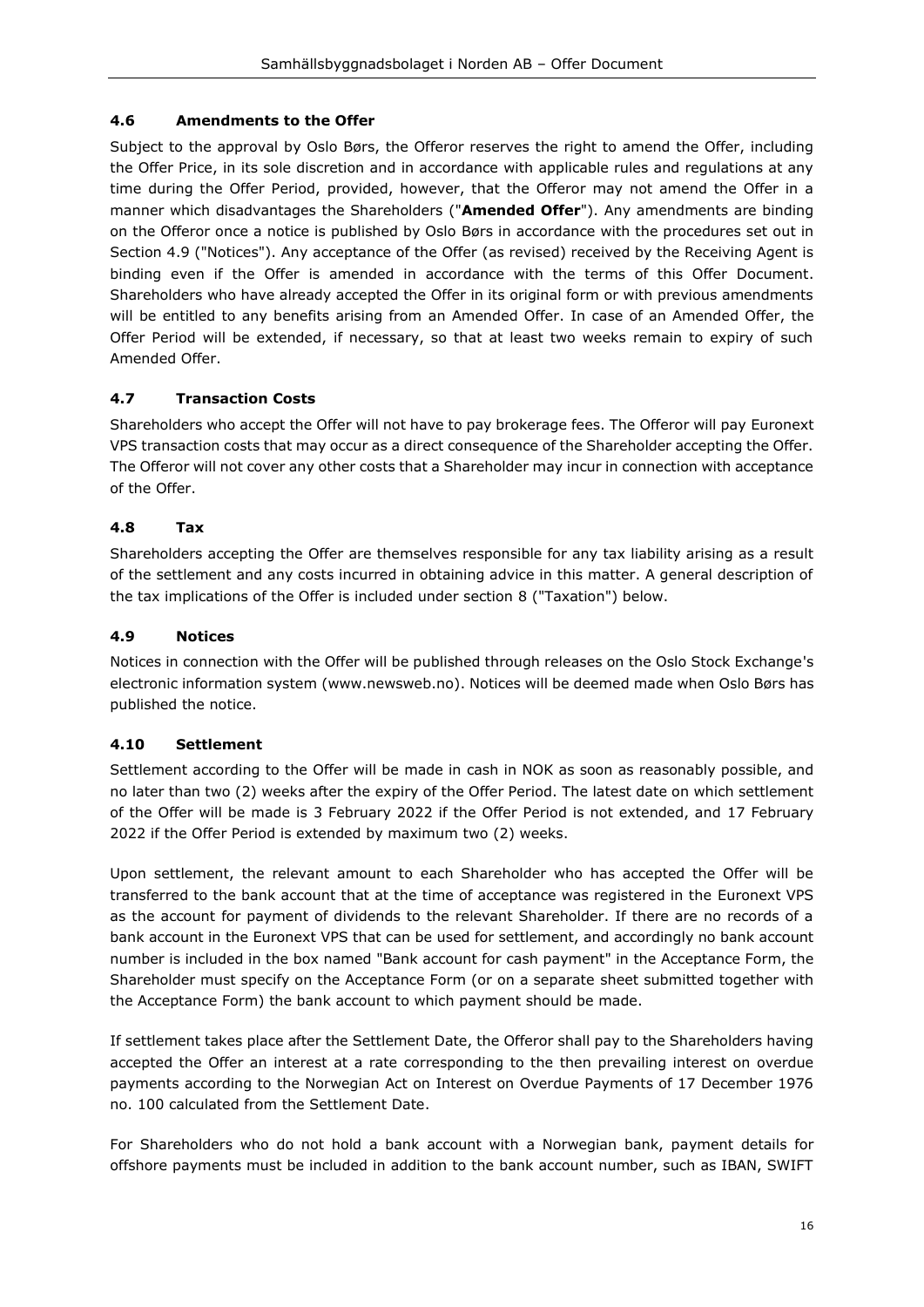### 4.6 Amendments to the Offer

Subject to the approval by Oslo Børs, the Offeror reserves the right to amend the Offer, including the Offer Price, in its sole discretion and in accordance with applicable rules and regulations at any time during the Offer Period, provided, however, that the Offeror may not amend the Offer in a manner which disadvantages the Shareholders ("**Amended Offer**"). Any amendments are binding on the Offeror once a notice is published by Oslo Børs in accordance with the procedures set out in Section 4.9 ("Notices"). Any acceptance of the Offer (as revised) received by the Receiving Agent is binding even if the Offer is amended in accordance with the terms of this Offer Document. Shareholders who have already accepted the Offer in its original form or with previous amendments will be entitled to any benefits arising from an Amended Offer. In case of an Amended Offer, the Offer Period will be extended, if necessary, so that at least two weeks remain to expiry of such Amended Offer.

### 4.7 Transaction Costs

Shareholders who accept the Offer will not have to pay brokerage fees. The Offeror will pay Euronext VPS transaction costs that may occur as a direct consequence of the Shareholder accepting the Offer. The Offeror will not cover any other costs that a Shareholder may incur in connection with acceptance of the Offer.

### 4.8 Tax

Shareholders accepting the Offer are themselves responsible for any tax liability arising as a result of the settlement and any costs incurred in obtaining advice in this matter. A general description of the tax implications of the Offer is included under section 8 ("Taxation") below.

### 4.9 Notices

Notices in connection with the Offer will be published through releases on the Oslo Stock Exchange's electronic information system (www.newsweb.no). Notices will be deemed made when Oslo Børs has published the notice.

### 4.10 Settlement

Settlement according to the Offer will be made in cash in NOK as soon as reasonably possible, and no later than two (2) weeks after the expiry of the Offer Period. The latest date on which settlement of the Offer will be made is 3 February 2022 if the Offer Period is not extended, and 17 February 2022 if the Offer Period is extended by maximum two (2) weeks.

Upon settlement, the relevant amount to each Shareholder who has accepted the Offer will be transferred to the bank account that at the time of acceptance was registered in the Euronext VPS as the account for payment of dividends to the relevant Shareholder. If there are no records of a bank account in the Euronext VPS that can be used for settlement, and accordingly no bank account number is included in the box named "Bank account for cash payment" in the Acceptance Form, the Shareholder must specify on the Acceptance Form (or on a separate sheet submitted together with the Acceptance Form) the bank account to which payment should be made.

If settlement takes place after the Settlement Date, the Offeror shall pay to the Shareholders having accepted the Offer an interest at a rate corresponding to the then prevailing interest on overdue payments according to the Norwegian Act on Interest on Overdue Payments of 17 December 1976 no. 100 calculated from the Settlement Date.

For Shareholders who do not hold a bank account with a Norwegian bank, payment details for offshore payments must be included in addition to the bank account number, such as IBAN, SWIFT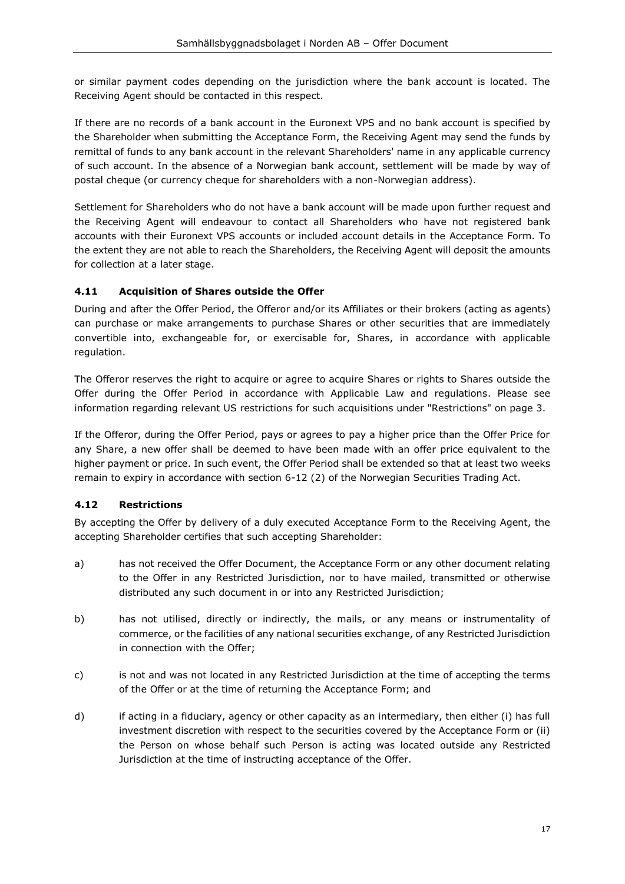or similar payment codes depending on the jurisdiction where the bank account is located. The Receiving Agent should be contacted in this respect.

If there are no records of a bank account in the Euronext VPS and no bank account is specified by the Shareholder when submitting the Acceptance Form, the Receiving Agent may send the funds by remittal of funds to any bank account in the relevant Shareholders' name in any applicable currency of such account. In the absence of a Norwegian bank account, settlement will be made by way of postal cheque (or currency cheque for shareholders with a non-Norwegian address).

Settlement for Shareholders who do not have a bank account will be made upon further request and the Receiving Agent will endeavour to contact all Shareholders who have not registered bank accounts with their Euronext VPS accounts or included account details in the Acceptance Form. To the extent they are not able to reach the Shareholders, the Receiving Agent will deposit the amounts for collection at a later stage.

### 4.11 Acquisition of Shares outside the Offer

During and after the Offer Period, the Offeror and/or its Affiliates or their brokers (acting as agents) can purchase or make arrangements to purchase Shares or other securities that are immediately convertible into, exchangeable for, or exercisable for, Shares, in accordance with applicable regulation.

The Offeror reserves the right to acquire or agree to acquire Shares or rights to Shares outside the Offer during the Offer Period in accordance with Applicable Law and regulations. Please see information regarding relevant US restrictions for such acquisitions under "Restrictions" on page 3.

If the Offeror, during the Offer Period, pays or agrees to pay a higher price than the Offer Price for any Share, a new offer shall be deemed to have been made with an offer price equivalent to the higher payment or price. In such event, the Offer Period shall be extended so that at least two weeks remain to expiry in accordance with section 6-12 (2) of the Norwegian Securities Trading Act.

### 4.12 Restrictions

By accepting the Offer by delivery of a duly executed Acceptance Form to the Receiving Agent, the accepting Shareholder certifies that such accepting Shareholder:

a) has not received the Offer Document, the Acceptance Form or any other document relating to the Offer in any Restricted Jurisdiction, nor to have mailed, transmitted or otherwise distributed any such document in or into any Restricted Jurisdiction;

b) has not utilised, directly or indirectly, the mails, or any means or instrumentality of commerce, or the facilities of any national securities exchange, of any Restricted Jurisdiction in connection with the Offer;

c) is not and was not located in any Restricted Jurisdiction at the time of accepting the terms of the Offer or at the time of returning the Acceptance Form; and

d) if acting in a fiduciary, agency or other capacity as an intermediary, then either (i) has full investment discretion with respect to the securities covered by the Acceptance Form or (ii) the Person on whose behalf such Person is acting was located outside any Restricted Jurisdiction at the time of instructing acceptance of the Offer.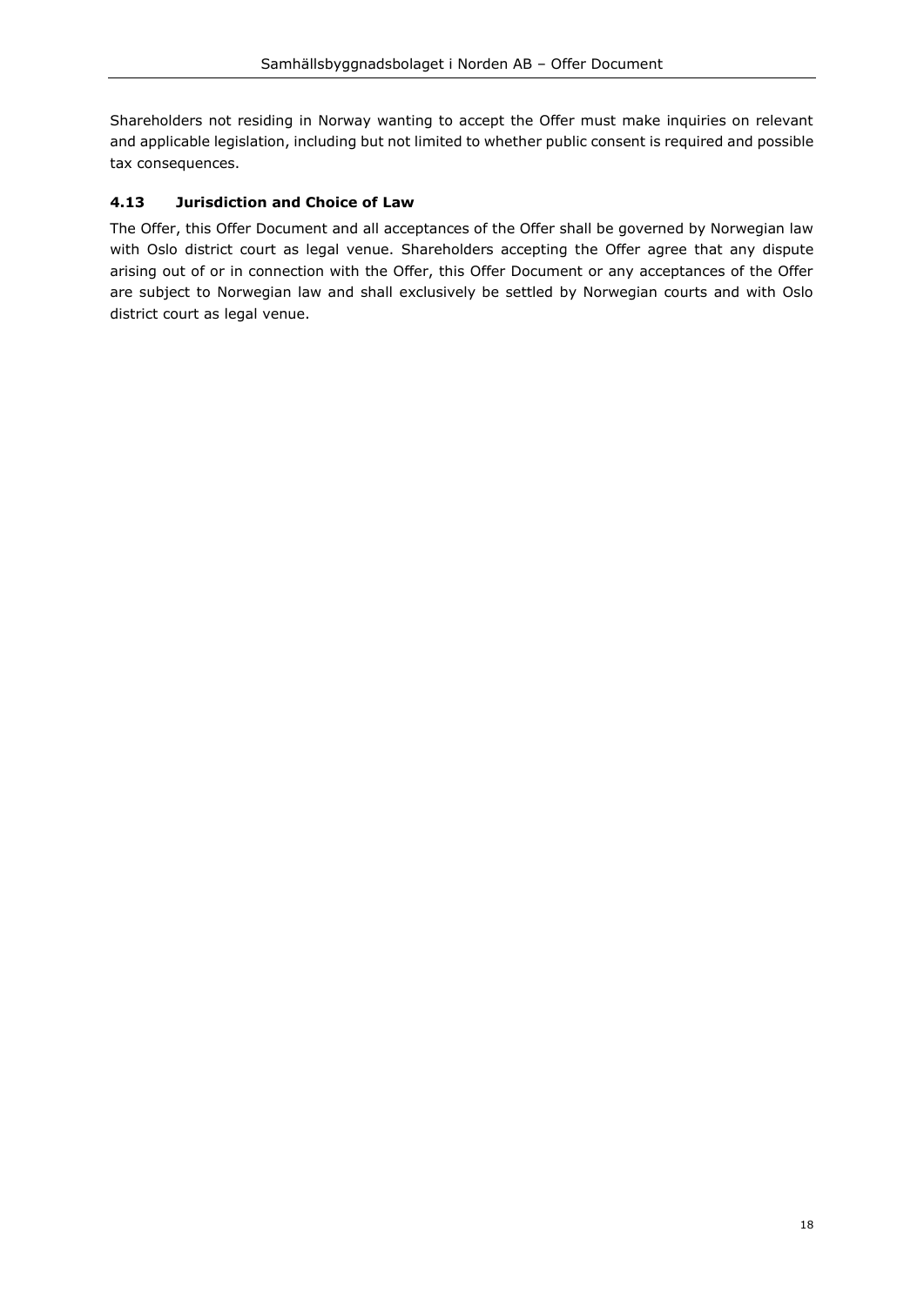Shareholders not residing in Norway wanting to accept the Offer must make inquiries on relevant and applicable legislation, including but not limited to whether public consent is required and possible tax consequences.

### 4.13 Jurisdiction and Choice of Law

The Offer, this Offer Document and all acceptances of the Offer shall be governed by Norwegian law with Oslo district court as legal venue. Shareholders accepting the Offer agree that any dispute arising out of or in connection with the Offer, this Offer Document or any acceptances of the Offer are subject to Norwegian law and shall exclusively be settled by Norwegian courts and with Oslo district court as legal venue.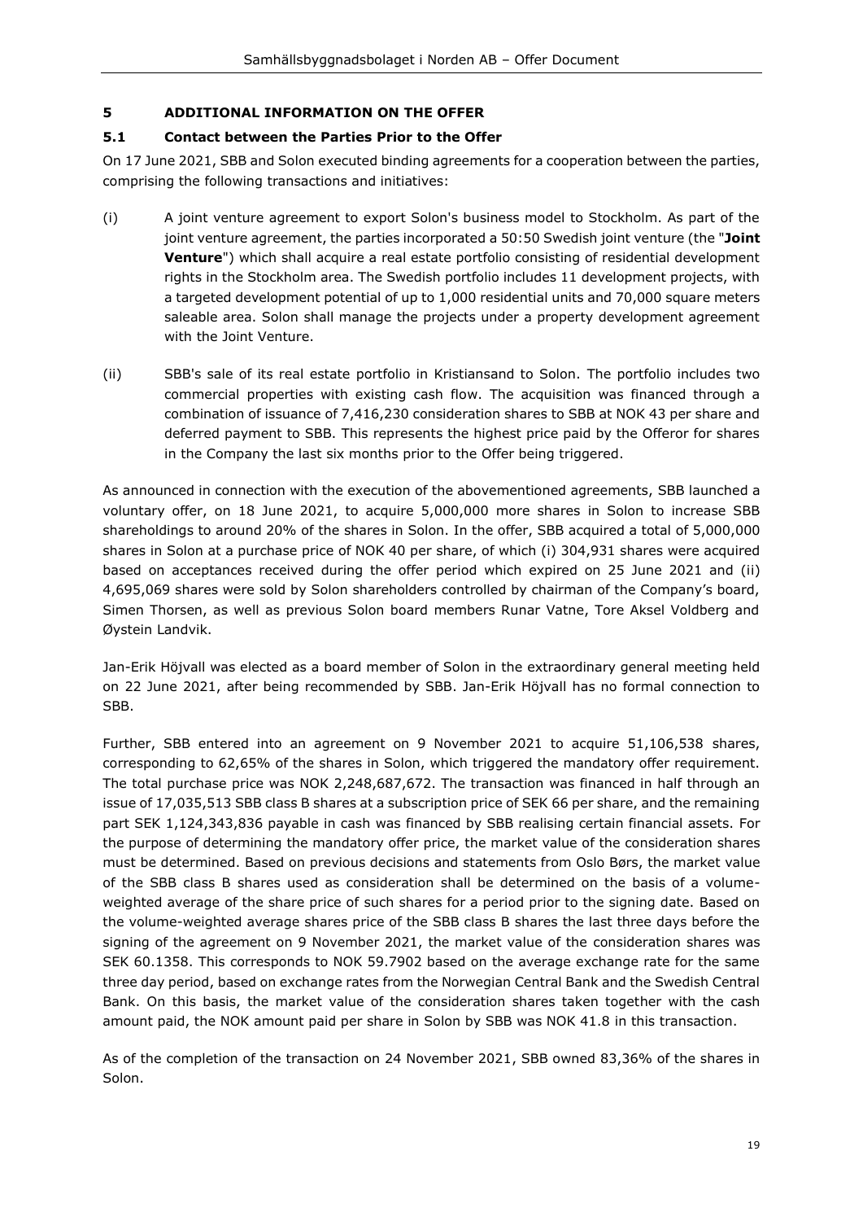## 5 ADDITIONAL INFORMATION ON THE OFFER

### 5.1 Contact between the Parties Prior to the Offer

On 17 June 2021, SBB and Solon executed binding agreements for a cooperation between the parties, comprising the following transactions and initiatives:

(i) A joint venture agreement to export Solon's business model to Stockholm. As part of the joint venture agreement, the parties incorporated a 50:50 Swedish joint venture (the "**Joint Venture**") which shall acquire a real estate portfolio consisting of residential development rights in the Stockholm area. The Swedish portfolio includes 11 development projects, with a targeted development potential of up to 1,000 residential units and 70,000 square meters saleable area. Solon shall manage the projects under a property development agreement with the Joint Venture.

(ii) SBB's sale of its real estate portfolio in Kristiansand to Solon. The portfolio includes two commercial properties with existing cash flow. The acquisition was financed through a combination of issuance of 7,416,230 consideration shares to SBB at NOK 43 per share and deferred payment to SBB. This represents the highest price paid by the Offeror for shares in the Company the last six months prior to the Offer being triggered.

As announced in connection with the execution of the abovementioned agreements, SBB launched a voluntary offer, on 18 June 2021, to acquire 5,000,000 more shares in Solon to increase SBB shareholdings to around 20% of the shares in Solon. In the offer, SBB acquired a total of 5,000,000 shares in Solon at a purchase price of NOK 40 per share, of which (i) 304,931 shares were acquired based on acceptances received during the offer period which expired on 25 June 2021 and (ii) 4,695,069 shares were sold by Solon shareholders controlled by chairman of the Company's board, Simen Thorsen, as well as previous Solon board members Runar Vatne, Tore Aksel Voldberg and Øystein Landvik.

Jan-Erik Höjvall was elected as a board member of Solon in the extraordinary general meeting held on 22 June 2021, after being recommended by SBB. Jan-Erik Höjvall has no formal connection to SBB.

Further, SBB entered into an agreement on 9 November 2021 to acquire 51,106,538 shares, corresponding to 62,65% of the shares in Solon, which triggered the mandatory offer requirement. The total purchase price was NOK 2,248,687,672. The transaction was financed in half through an issue of 17,035,513 SBB class B shares at a subscription price of SEK 66 per share, and the remaining part SEK 1,124,343,836 payable in cash was financed by SBB realising certain financial assets. For the purpose of determining the mandatory offer price, the market value of the consideration shares must be determined. Based on previous decisions and statements from Oslo Børs, the market value of the SBB class B shares used as consideration shall be determined on the basis of a volume-weighted average of the share price of such shares for a period prior to the signing date. Based on the volume-weighted average shares price of the SBB class B shares the last three days before the signing of the agreement on 9 November 2021, the market value of the consideration shares was SEK 60.1358. This corresponds to NOK 59.7902 based on the average exchange rate for the same three day period, based on exchange rates from the Norwegian Central Bank and the Swedish Central Bank. On this basis, the market value of the consideration shares taken together with the cash amount paid, the NOK amount paid per share in Solon by SBB was NOK 41.8 in this transaction.

As of the completion of the transaction on 24 November 2021, SBB owned 83,36% of the shares in Solon.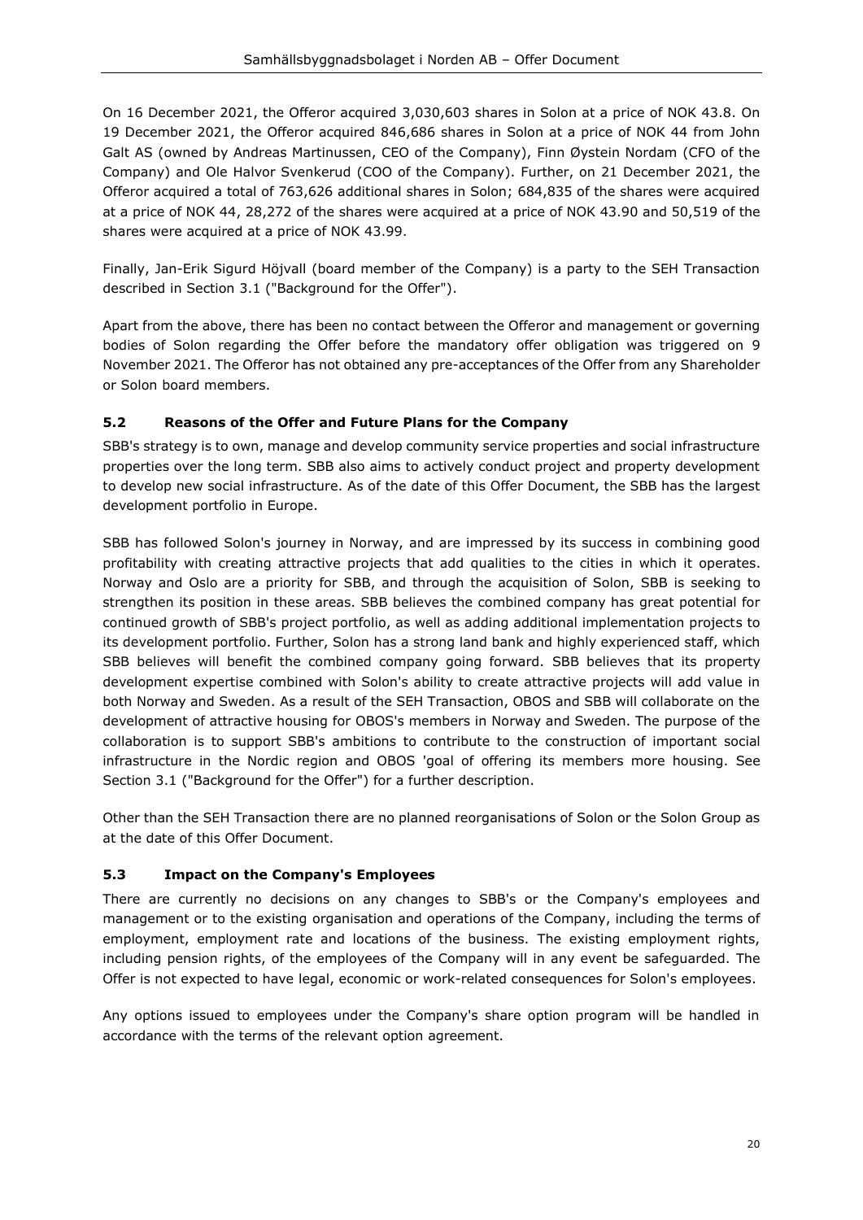On 16 December 2021, the Offeror acquired 3,030,603 shares in Solon at a price of NOK 43.8. On 19 December 2021, the Offeror acquired 846,686 shares in Solon at a price of NOK 44 from John Galt AS (owned by Andreas Martinussen, CEO of the Company), Finn Øystein Nordam (CFO of the Company) and Ole Halvor Svenkerud (COO of the Company). Further, on 21 December 2021, the Offeror acquired a total of 763,626 additional shares in Solon; 684,835 of the shares were acquired at a price of NOK 44, 28,272 of the shares were acquired at a price of NOK 43.90 and 50,519 of the shares were acquired at a price of NOK 43.99.

Finally, Jan-Erik Sigurd Höjvall (board member of the Company) is a party to the SEH Transaction described in Section 3.1 ("Background for the Offer").

Apart from the above, there has been no contact between the Offeror and management or governing bodies of Solon regarding the Offer before the mandatory offer obligation was triggered on 9 November 2021. The Offeror has not obtained any pre-acceptances of the Offer from any Shareholder or Solon board members.

### 5.2 Reasons of the Offer and Future Plans for the Company

SBB's strategy is to own, manage and develop community service properties and social infrastructure properties over the long term. SBB also aims to actively conduct project and property development to develop new social infrastructure. As of the date of this Offer Document, the SBB has the largest development portfolio in Europe.

SBB has followed Solon's journey in Norway, and are impressed by its success in combining good profitability with creating attractive projects that add qualities to the cities in which it operates. Norway and Oslo are a priority for SBB, and through the acquisition of Solon, SBB is seeking to strengthen its position in these areas. SBB believes the combined company has great potential for continued growth of SBB's project portfolio, as well as adding additional implementation projects to its development portfolio. Further, Solon has a strong land bank and highly experienced staff, which SBB believes will benefit the combined company going forward. SBB believes that its property development expertise combined with Solon's ability to create attractive projects will add value in both Norway and Sweden. As a result of the SEH Transaction, OBOS and SBB will collaborate on the development of attractive housing for OBOS's members in Norway and Sweden. The purpose of the collaboration is to support SBB's ambitions to contribute to the construction of important social infrastructure in the Nordic region and OBOS 'goal of offering its members more housing. See Section 3.1 ("Background for the Offer") for a further description.

Other than the SEH Transaction there are no planned reorganisations of Solon or the Solon Group as at the date of this Offer Document.

### 5.3 Impact on the Company's Employees

There are currently no decisions on any changes to SBB's or the Company's employees and management or to the existing organisation and operations of the Company, including the terms of employment, employment rate and locations of the business. The existing employment rights, including pension rights, of the employees of the Company will in any event be safeguarded. The Offer is not expected to have legal, economic or work-related consequences for Solon's employees.

Any options issued to employees under the Company's share option program will be handled in accordance with the terms of the relevant option agreement.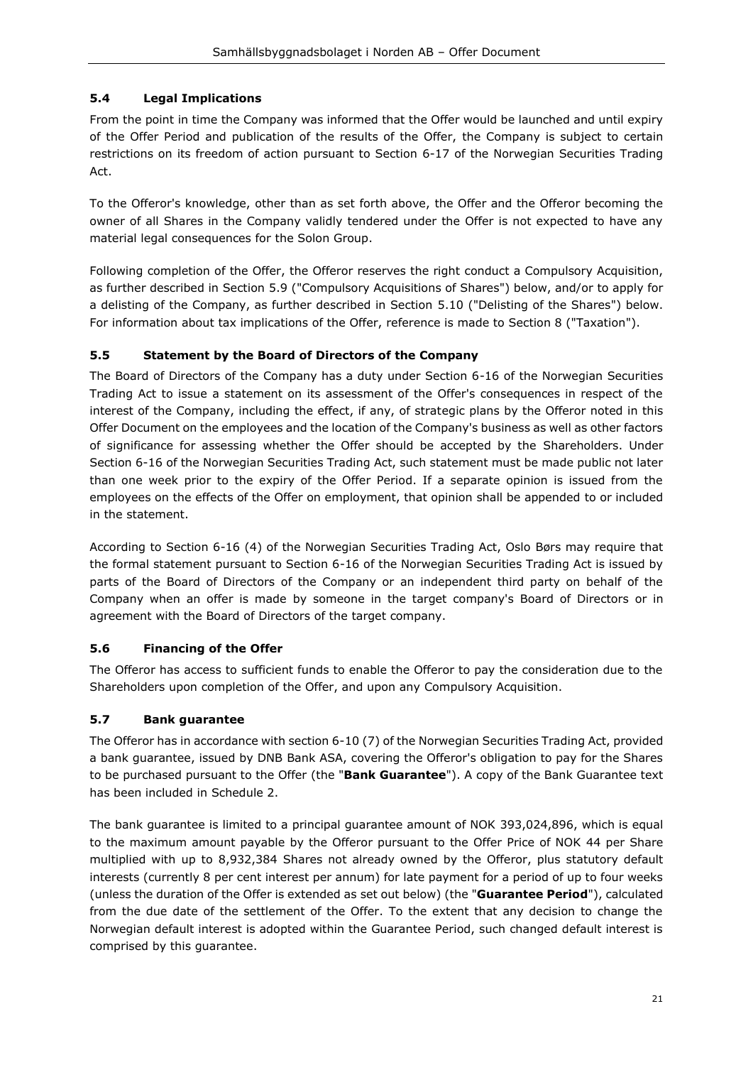### 5.4 Legal Implications

From the point in time the Company was informed that the Offer would be launched and until expiry of the Offer Period and publication of the results of the Offer, the Company is subject to certain restrictions on its freedom of action pursuant to Section 6-17 of the Norwegian Securities Trading Act.

To the Offeror's knowledge, other than as set forth above, the Offer and the Offeror becoming the owner of all Shares in the Company validly tendered under the Offer is not expected to have any material legal consequences for the Solon Group.

Following completion of the Offer, the Offeror reserves the right conduct a Compulsory Acquisition, as further described in Section 5.9 ("Compulsory Acquisitions of Shares") below, and/or to apply for a delisting of the Company, as further described in Section 5.10 ("Delisting of the Shares") below. For information about tax implications of the Offer, reference is made to Section 8 ("Taxation").

### 5.5 Statement by the Board of Directors of the Company

The Board of Directors of the Company has a duty under Section 6-16 of the Norwegian Securities Trading Act to issue a statement on its assessment of the Offer's consequences in respect of the interest of the Company, including the effect, if any, of strategic plans by the Offeror noted in this Offer Document on the employees and the location of the Company's business as well as other factors of significance for assessing whether the Offer should be accepted by the Shareholders. Under Section 6-16 of the Norwegian Securities Trading Act, such statement must be made public not later than one week prior to the expiry of the Offer Period. If a separate opinion is issued from the employees on the effects of the Offer on employment, that opinion shall be appended to or included in the statement.

According to Section 6-16 (4) of the Norwegian Securities Trading Act, Oslo Børs may require that the formal statement pursuant to Section 6-16 of the Norwegian Securities Trading Act is issued by parts of the Board of Directors of the Company or an independent third party on behalf of the Company when an offer is made by someone in the target company's Board of Directors or in agreement with the Board of Directors of the target company.

### 5.6 Financing of the Offer

The Offeror has access to sufficient funds to enable the Offeror to pay the consideration due to the Shareholders upon completion of the Offer, and upon any Compulsory Acquisition.

### 5.7 Bank guarantee

The Offeror has in accordance with section 6-10 (7) of the Norwegian Securities Trading Act, provided a bank guarantee, issued by DNB Bank ASA, covering the Offeror's obligation to pay for the Shares to be purchased pursuant to the Offer (the "**Bank Guarantee**"). A copy of the Bank Guarantee text has been included in Schedule 2.

The bank guarantee is limited to a principal guarantee amount of NOK 393,024,896, which is equal to the maximum amount payable by the Offeror pursuant to the Offer Price of NOK 44 per Share multiplied with up to 8,932,384 Shares not already owned by the Offeror, plus statutory default interests (currently 8 per cent interest per annum) for late payment for a period of up to four weeks (unless the duration of the Offer is extended as set out below) (the "**Guarantee Period**"), calculated from the due date of the settlement of the Offer. To the extent that any decision to change the Norwegian default interest is adopted within the Guarantee Period, such changed default interest is comprised by this guarantee.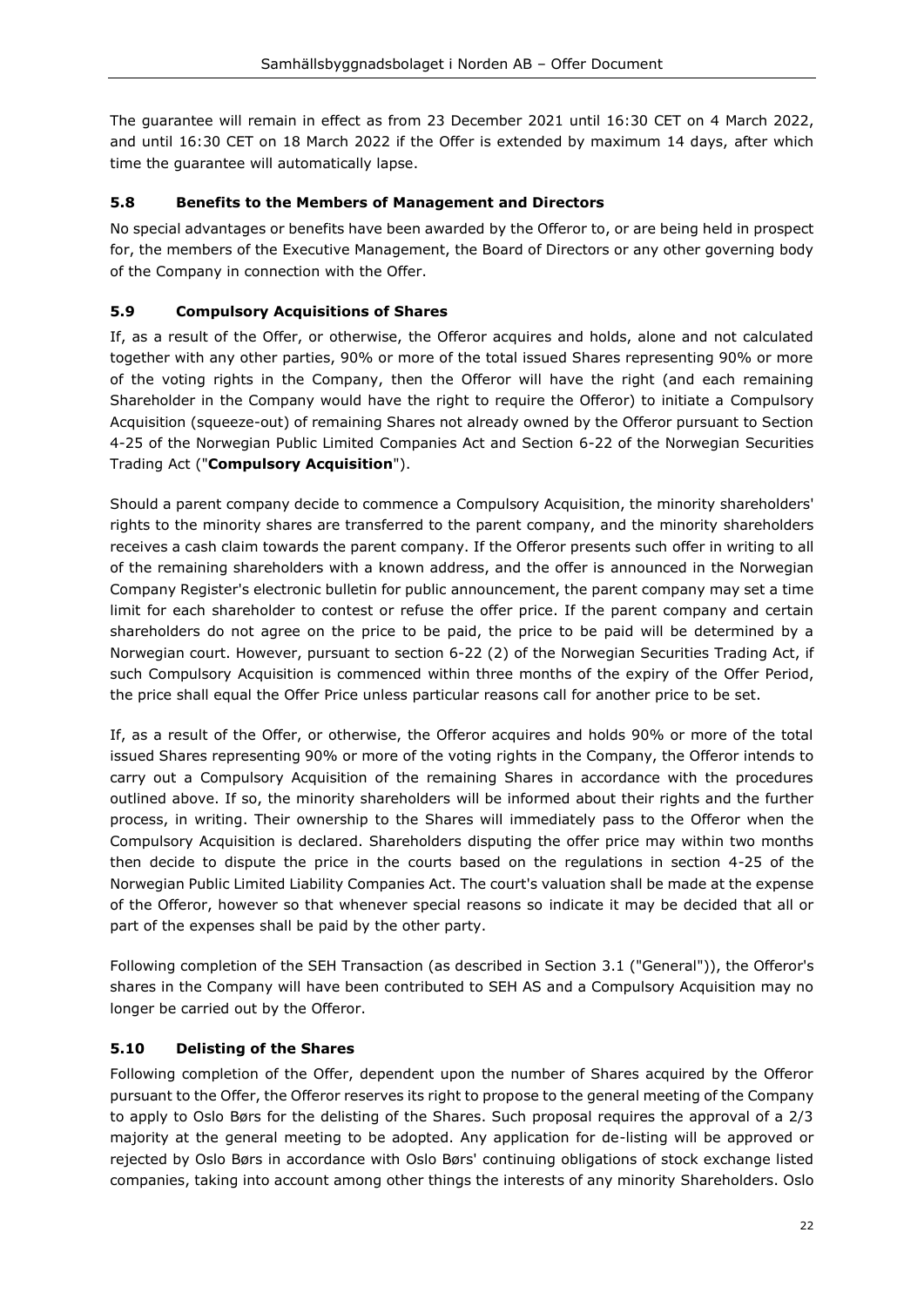The guarantee will remain in effect as from 23 December 2021 until 16:30 CET on 4 March 2022, and until 16:30 CET on 18 March 2022 if the Offer is extended by maximum 14 days, after which time the guarantee will automatically lapse.

### 5.8 Benefits to the Members of Management and Directors

No special advantages or benefits have been awarded by the Offeror to, or are being held in prospect for, the members of the Executive Management, the Board of Directors or any other governing body of the Company in connection with the Offer.

### 5.9 Compulsory Acquisitions of Shares

If, as a result of the Offer, or otherwise, the Offeror acquires and holds, alone and not calculated together with any other parties, 90% or more of the total issued Shares representing 90% or more of the voting rights in the Company, then the Offeror will have the right (and each remaining Shareholder in the Company would have the right to require the Offeror) to initiate a Compulsory Acquisition (squeeze-out) of remaining Shares not already owned by the Offeror pursuant to Section 4-25 of the Norwegian Public Limited Companies Act and Section 6-22 of the Norwegian Securities Trading Act ("**Compulsory Acquisition**").

Should a parent company decide to commence a Compulsory Acquisition, the minority shareholders' rights to the minority shares are transferred to the parent company, and the minority shareholders receives a cash claim towards the parent company. If the Offeror presents such offer in writing to all of the remaining shareholders with a known address, and the offer is announced in the Norwegian Company Register's electronic bulletin for public announcement, the parent company may set a time limit for each shareholder to contest or refuse the offer price. If the parent company and certain shareholders do not agree on the price to be paid, the price to be paid will be determined by a Norwegian court. However, pursuant to section 6-22 (2) of the Norwegian Securities Trading Act, if such Compulsory Acquisition is commenced within three months of the expiry of the Offer Period, the price shall equal the Offer Price unless particular reasons call for another price to be set.

If, as a result of the Offer, or otherwise, the Offeror acquires and holds 90% or more of the total issued Shares representing 90% or more of the voting rights in the Company, the Offeror intends to carry out a Compulsory Acquisition of the remaining Shares in accordance with the procedures outlined above. If so, the minority shareholders will be informed about their rights and the further process, in writing. Their ownership to the Shares will immediately pass to the Offeror when the Compulsory Acquisition is declared. Shareholders disputing the offer price may within two months then decide to dispute the price in the courts based on the regulations in section 4-25 of the Norwegian Public Limited Liability Companies Act. The court's valuation shall be made at the expense of the Offeror, however so that whenever special reasons so indicate it may be decided that all or part of the expenses shall be paid by the other party.

Following completion of the SEH Transaction (as described in Section 3.1 ("General")), the Offeror's shares in the Company will have been contributed to SEH AS and a Compulsory Acquisition may no longer be carried out by the Offeror.

### 5.10 Delisting of the Shares

Following completion of the Offer, dependent upon the number of Shares acquired by the Offeror pursuant to the Offer, the Offeror reserves its right to propose to the general meeting of the Company to apply to Oslo Børs for the delisting of the Shares. Such proposal requires the approval of a 2/3 majority at the general meeting to be adopted. Any application for de-listing will be approved or rejected by Oslo Børs in accordance with Oslo Børs' continuing obligations of stock exchange listed companies, taking into account among other things the interests of any minority Shareholders. Oslo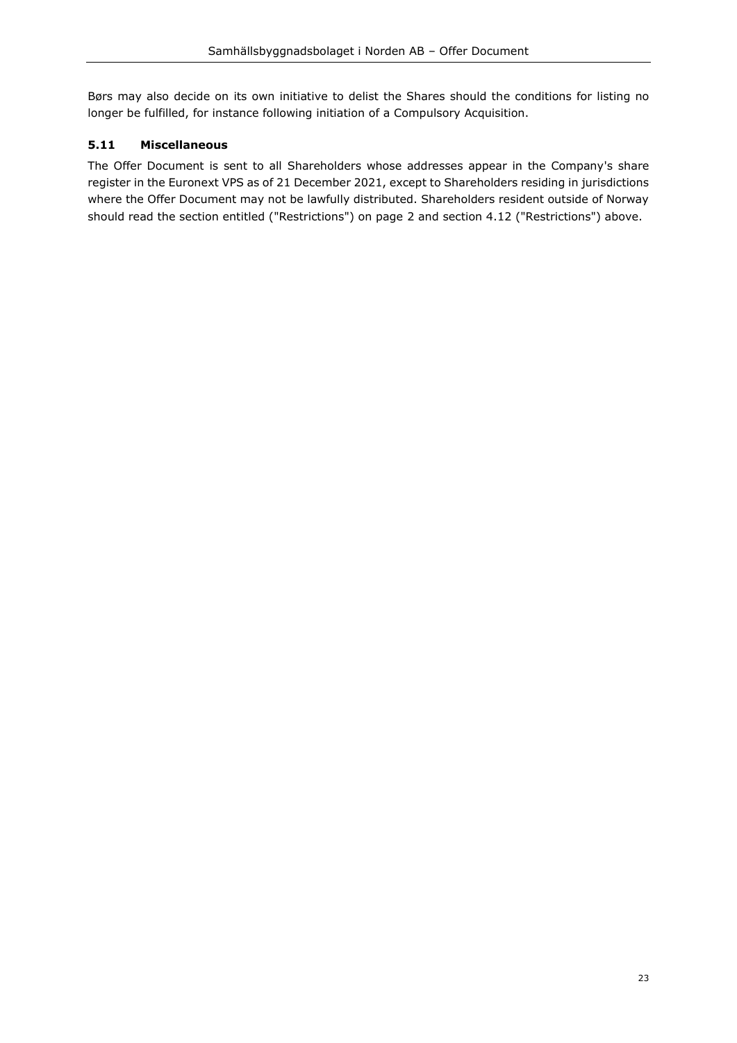Børs may also decide on its own initiative to delist the Shares should the conditions for listing no longer be fulfilled, for instance following initiation of a Compulsory Acquisition.

### 5.11 Miscellaneous

The Offer Document is sent to all Shareholders whose addresses appear in the Company's share register in the Euronext VPS as of 21 December 2021, except to Shareholders residing in jurisdictions where the Offer Document may not be lawfully distributed. Shareholders resident outside of Norway should read the section entitled ("Restrictions") on page 2 and section 4.12 ("Restrictions") above.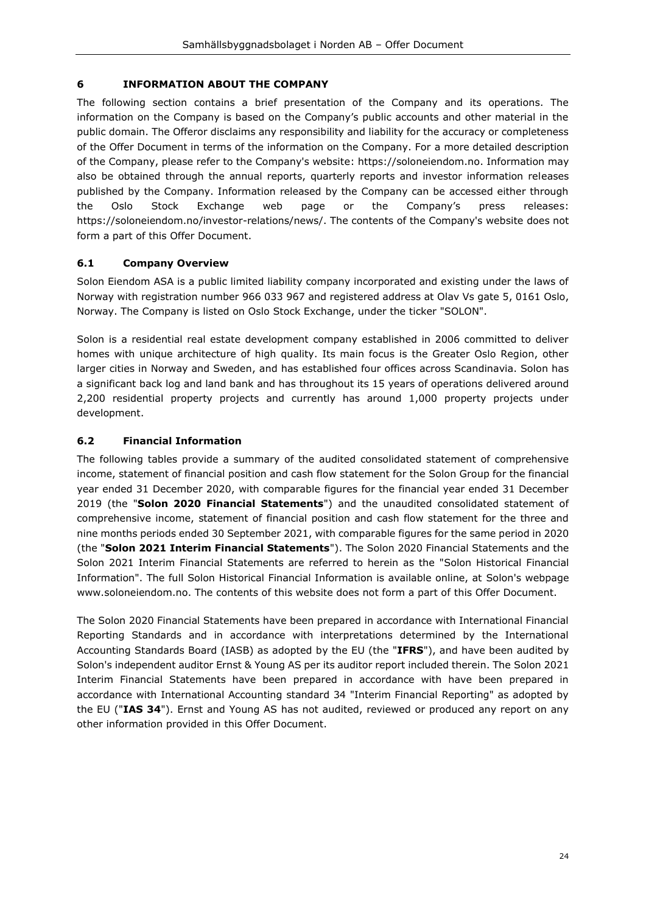## 6 INFORMATION ABOUT THE COMPANY

The following section contains a brief presentation of the Company and its operations. The information on the Company is based on the Company's public accounts and other material in the public domain. The Offeror disclaims any responsibility and liability for the accuracy or completeness of the Offer Document in terms of the information on the Company. For a more detailed description of the Company, please refer to the Company's website: https://soloneiendom.no. Information may also be obtained through the annual reports, quarterly reports and investor information releases published by the Company. Information released by the Company can be accessed either through the Oslo Stock Exchange web page or the Company's press releases: https://soloneiendom.no/investor-relations/news/. The contents of the Company's website does not form a part of this Offer Document.

### 6.1 Company Overview

Solon Eiendom ASA is a public limited liability company incorporated and existing under the laws of Norway with registration number 966 033 967 and registered address at Olav Vs gate 5, 0161 Oslo, Norway. The Company is listed on Oslo Stock Exchange, under the ticker "SOLON".

Solon is a residential real estate development company established in 2006 committed to deliver homes with unique architecture of high quality. Its main focus is the Greater Oslo Region, other larger cities in Norway and Sweden, and has established four offices across Scandinavia. Solon has a significant back log and land bank and has throughout its 15 years of operations delivered around 2,200 residential property projects and currently has around 1,000 property projects under development.

### 6.2 Financial Information

The following tables provide a summary of the audited consolidated statement of comprehensive income, statement of financial position and cash flow statement for the Solon Group for the financial year ended 31 December 2020, with comparable figures for the financial year ended 31 December 2019 (the "**Solon 2020 Financial Statements**") and the unaudited consolidated statement of comprehensive income, statement of financial position and cash flow statement for the three and nine months periods ended 30 September 2021, with comparable figures for the same period in 2020 (the "**Solon 2021 Interim Financial Statements**"). The Solon 2020 Financial Statements and the Solon 2021 Interim Financial Statements are referred to herein as the "Solon Historical Financial Information". The full Solon Historical Financial Information is available online, at Solon's webpage www.soloneiendom.no. The contents of this website does not form a part of this Offer Document.

The Solon 2020 Financial Statements have been prepared in accordance with International Financial Reporting Standards and in accordance with interpretations determined by the International Accounting Standards Board (IASB) as adopted by the EU (the "**IFRS**"), and have been audited by Solon's independent auditor Ernst & Young AS per its auditor report included therein. The Solon 2021 Interim Financial Statements have been prepared in accordance with have been prepared in accordance with International Accounting standard 34 "Interim Financial Reporting" as adopted by the EU ("**IAS 34**"). Ernst and Young AS has not audited, reviewed or produced any report on any other information provided in this Offer Document.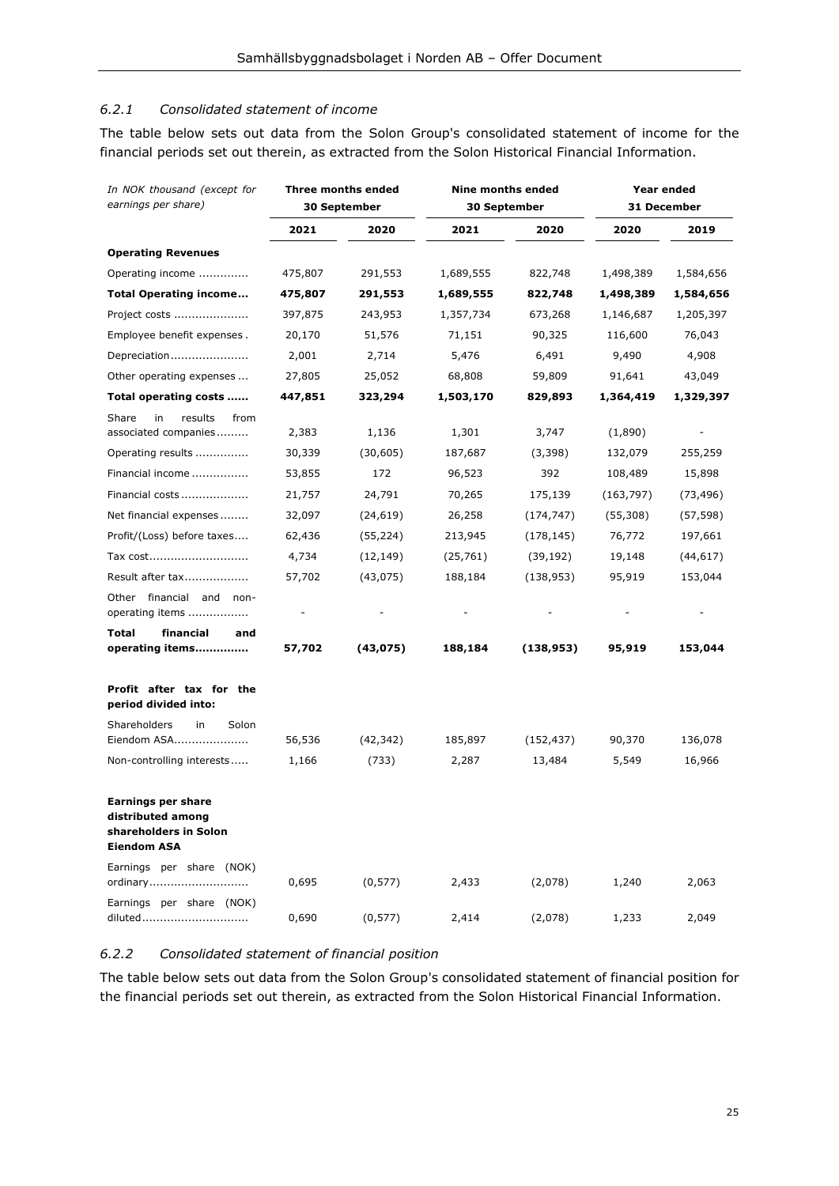### *6.2.1 Consolidated statement of income*

The table below sets out data from the Solon Group's consolidated statement of income for the financial periods set out therein, as extracted from the Solon Historical Financial Information.

| *In NOK thousand (except for earnings per share)* | **Three months ended 30 September** | | **Nine months ended 30 September** | | **Year ended 31 December** | |
|---|---|---|---|---|---|---|
| | **2021** | **2020** | **2021** | **2020** | **2020** | **2019** |
| **Operating Revenues** | | | | | | |
| Operating income ............. | 475,807 | 291,553 | 1,689,555 | 822,748 | 1,498,389 | 1,584,656 |
| **Total Operating income...** | **475,807** | **291,553** | **1,689,555** | **822,748** | **1,498,389** | **1,584,656** |
| Project costs .................... | 397,875 | 243,953 | 1,357,734 | 673,268 | 1,146,687 | 1,205,397 |
| Employee benefit expenses . | 20,170 | 51,576 | 71,151 | 90,325 | 116,600 | 76,043 |
| Depreciation..................... | 2,001 | 2,714 | 5,476 | 6,491 | 9,490 | 4,908 |
| Other operating expenses ... | 27,805 | 25,052 | 68,808 | 59,809 | 91,641 | 43,049 |
| **Total operating costs ......** | **447,851** | **323,294** | **1,503,170** | **829,893** | **1,364,419** | **1,329,397** |
| Share in results from associated companies......... | 2,383 | 1,136 | 1,301 | 3,747 | (1,890) | - |
| Operating results .............. | 30,339 | (30,605) | 187,687 | (3,398) | 132,079 | 255,259 |
| Financial income ............... | 53,855 | 172 | 96,523 | 392 | 108,489 | 15,898 |
| Financial costs .................. | 21,757 | 24,791 | 70,265 | 175,139 | (163,797) | (73,496) |
| Net financial expenses ........ | 32,097 | (24,619) | 26,258 | (174,747) | (55,308) | (57,598) |
| Profit/(Loss) before taxes.... | 62,436 | (55,224) | 213,945 | (178,145) | 76,772 | 197,661 |
| Tax cost........................... | 4,734 | (12,149) | (25,761) | (39,192) | 19,148 | (44,617) |
| Result after tax.................. | 57,702 | (43,075) | 188,184 | (138,953) | 95,919 | 153,044 |
| Other financial and non-operating items ................. | - | - | - | - | - | - |
| **Total financial and operating items..............** | **57,702** | **(43,075)** | **188,184** | **(138,953)** | **95,919** | **153,044** |
| **Profit after tax for the period divided into:** | | | | | | |
| Shareholders in Solon Eiendom ASA.................... | 56,536 | (42,342) | 185,897 | (152,437) | 90,370 | 136,078 |
| Non-controlling interests ..... | 1,166 | (733) | 2,287 | 13,484 | 5,549 | 16,966 |
| **Earnings per share distributed among shareholders in Solon Eiendom ASA** | | | | | | |
| Earnings per share (NOK) ordinary........................... | 0,695 | (0,577) | 2,433 | (2,078) | 1,240 | 2,063 |
| Earnings per share (NOK) diluted............................. | 0,690 | (0,577) | 2,414 | (2,078) | 1,233 | 2,049 |

### *6.2.2 Consolidated statement of financial position*

The table below sets out data from the Solon Group's consolidated statement of financial position for the financial periods set out therein, as extracted from the Solon Historical Financial Information.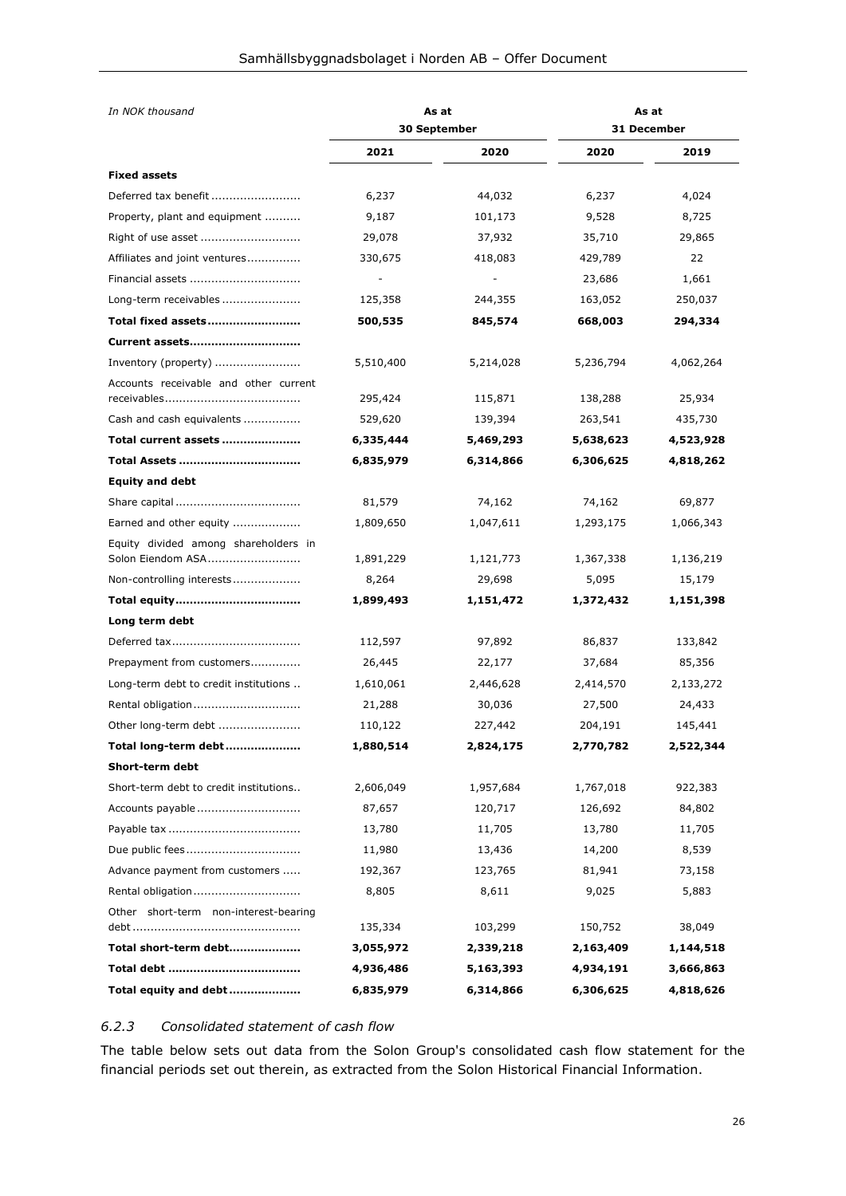| In NOK thousand | As at 30 September | | As at 31 December | |
|---|---|---|---|---|
| | 2021 | 2020 | 2020 | 2019 |
| **Fixed assets** | | | | |
| Deferred tax benefit | 6,237 | 44,032 | 6,237 | 4,024 |
| Property, plant and equipment | 9,187 | 101,173 | 9,528 | 8,725 |
| Right of use asset | 29,078 | 37,932 | 35,710 | 29,865 |
| Affiliates and joint ventures | 330,675 | 418,083 | 429,789 | 22 |
| Financial assets | - | - | 23,686 | 1,661 |
| Long-term receivables | 125,358 | 244,355 | 163,052 | 250,037 |
| **Total fixed assets** | **500,535** | **845,574** | **668,003** | **294,334** |
| **Current assets** | | | | |
| Inventory (property) | 5,510,400 | 5,214,028 | 5,236,794 | 4,062,264 |
| Accounts receivable and other current receivables | 295,424 | 115,871 | 138,288 | 25,934 |
| Cash and cash equivalents | 529,620 | 139,394 | 263,541 | 435,730 |
| **Total current assets** | **6,335,444** | **5,469,293** | **5,638,623** | **4,523,928** |
| **Total Assets** | **6,835,979** | **6,314,866** | **6,306,625** | **4,818,262** |
| **Equity and debt** | | | | |
| Share capital | 81,579 | 74,162 | 74,162 | 69,877 |
| Earned and other equity | 1,809,650 | 1,047,611 | 1,293,175 | 1,066,343 |
| Equity divided among shareholders in Solon Eiendom ASA | 1,891,229 | 1,121,773 | 1,367,338 | 1,136,219 |
| Non-controlling interests | 8,264 | 29,698 | 5,095 | 15,179 |
| **Total equity** | **1,899,493** | **1,151,472** | **1,372,432** | **1,151,398** |
| **Long term debt** | | | | |
| Deferred tax | 112,597 | 97,892 | 86,837 | 133,842 |
| Prepayment from customers | 26,445 | 22,177 | 37,684 | 85,356 |
| Long-term debt to credit institutions | 1,610,061 | 2,446,628 | 2,414,570 | 2,133,272 |
| Rental obligation | 21,288 | 30,036 | 27,500 | 24,433 |
| Other long-term debt | 110,122 | 227,442 | 204,191 | 145,441 |
| **Total long-term debt** | **1,880,514** | **2,824,175** | **2,770,782** | **2,522,344** |
| **Short-term debt** | | | | |
| Short-term debt to credit institutions | 2,606,049 | 1,957,684 | 1,767,018 | 922,383 |
| Accounts payable | 87,657 | 120,717 | 126,692 | 84,802 |
| Payable tax | 13,780 | 11,705 | 13,780 | 11,705 |
| Due public fees | 11,980 | 13,436 | 14,200 | 8,539 |
| Advance payment from customers | 192,367 | 123,765 | 81,941 | 73,158 |
| Rental obligation | 8,805 | 8,611 | 9,025 | 5,883 |
| Other short-term non-interest-bearing debt | 135,334 | 103,299 | 150,752 | 38,049 |
| **Total short-term debt** | **3,055,972** | **2,339,218** | **2,163,409** | **1,144,518** |
| **Total debt** | **4,936,486** | **5,163,393** | **4,934,191** | **3,666,863** |
| **Total equity and debt** | **6,835,979** | **6,314,866** | **6,306,625** | **4,818,626** |

### *6.2.3 Consolidated statement of cash flow*

The table below sets out data from the Solon Group's consolidated cash flow statement for the financial periods set out therein, as extracted from the Solon Historical Financial Information.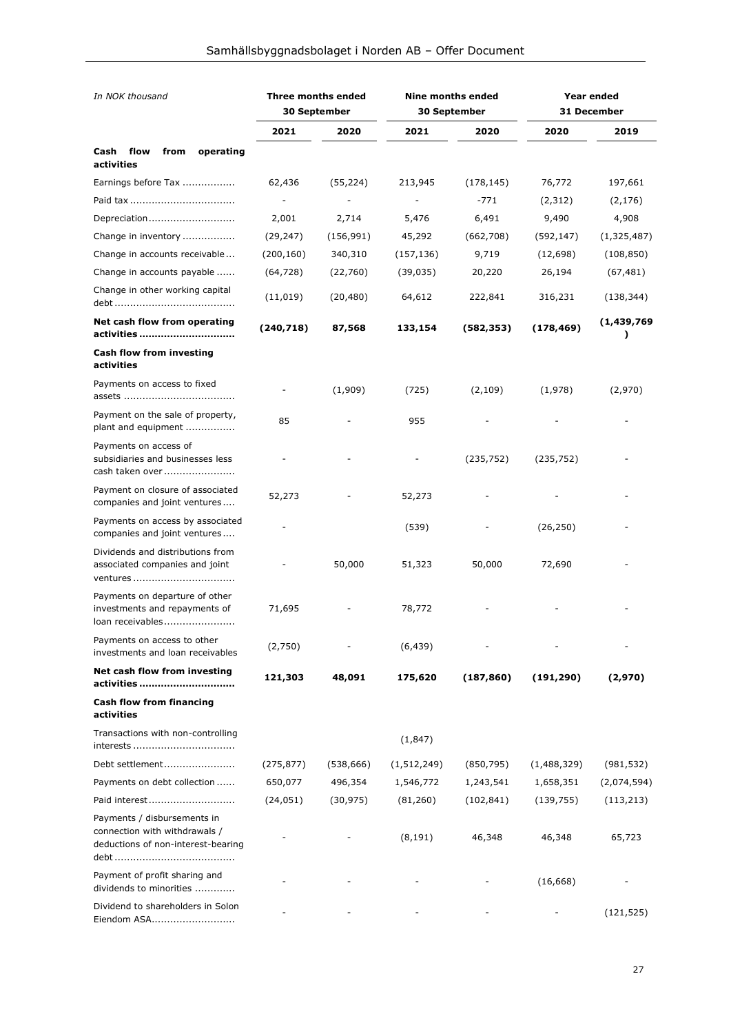| *In NOK thousand* | Three months ended 30 September | | Nine months ended 30 September | | Year ended 31 December | |
|---|---|---|---|---|---|---|
| | **2021** | **2020** | **2021** | **2020** | **2020** | **2019** |
| **Cash flow from operating activities** | | | | | | |
| Earnings before Tax | 62,436 | (55,224) | 213,945 | (178,145) | 76,772 | 197,661 |
| Paid tax | - | - | - | -771 | (2,312) | (2,176) |
| Depreciation | 2,001 | 2,714 | 5,476 | 6,491 | 9,490 | 4,908 |
| Change in inventory | (29,247) | (156,991) | 45,292 | (662,708) | (592,147) | (1,325,487) |
| Change in accounts receivable | (200,160) | 340,310 | (157,136) | 9,719 | (12,698) | (108,850) |
| Change in accounts payable | (64,728) | (22,760) | (39,035) | 20,220 | 26,194 | (67,481) |
| Change in other working capital debt | (11,019) | (20,480) | 64,612 | 222,841 | 316,231 | (138,344) |
| **Net cash flow from operating activities** | **(240,718)** | **87,568** | **133,154** | **(582,353)** | **(178,469)** | **(1,439,769)** |
| **Cash flow from investing activities** | | | | | | |
| Payments on access to fixed assets | - | (1,909) | (725) | (2,109) | (1,978) | (2,970) |
| Payment on the sale of property, plant and equipment | 85 | - | 955 | - | - | - |
| Payments on access of subsidiaries and businesses less cash taken over | - | - | - | (235,752) | (235,752) | - |
| Payment on closure of associated companies and joint ventures | 52,273 | - | 52,273 | - | - | - |
| Payments on access by associated companies and joint ventures | - | - | (539) | - | (26,250) | - |
| Dividends and distributions from associated companies and joint ventures | - | 50,000 | 51,323 | 50,000 | 72,690 | - |
| Payments on departure of other investments and repayments of loan receivables | 71,695 | - | 78,772 | - | - | - |
| Payments on access to other investments and loan receivables | (2,750) | - | (6,439) | - | - | - |
| **Net cash flow from investing activities** | **121,303** | **48,091** | **175,620** | **(187,860)** | **(191,290)** | **(2,970)** |
| **Cash flow from financing activities** | | | | | | |
| Transactions with non-controlling interests | | | (1,847) | | | |
| Debt settlement | (275,877) | (538,666) | (1,512,249) | (850,795) | (1,488,329) | (981,532) |
| Payments on debt collection | 650,077 | 496,354 | 1,546,772 | 1,243,541 | 1,658,351 | (2,074,594) |
| Paid interest | (24,051) | (30,975) | (81,260) | (102,841) | (139,755) | (113,213) |
| Payments / disbursements in connection with withdrawals / deductions of non-interest-bearing debt | - | - | (8,191) | 46,348 | 46,348 | 65,723 |
| Payment of profit sharing and dividends to minorities | - | - | - | - | (16,668) | - |
| Dividend to shareholders in Solon Eiendom ASA | - | - | - | - | - | (121,525) |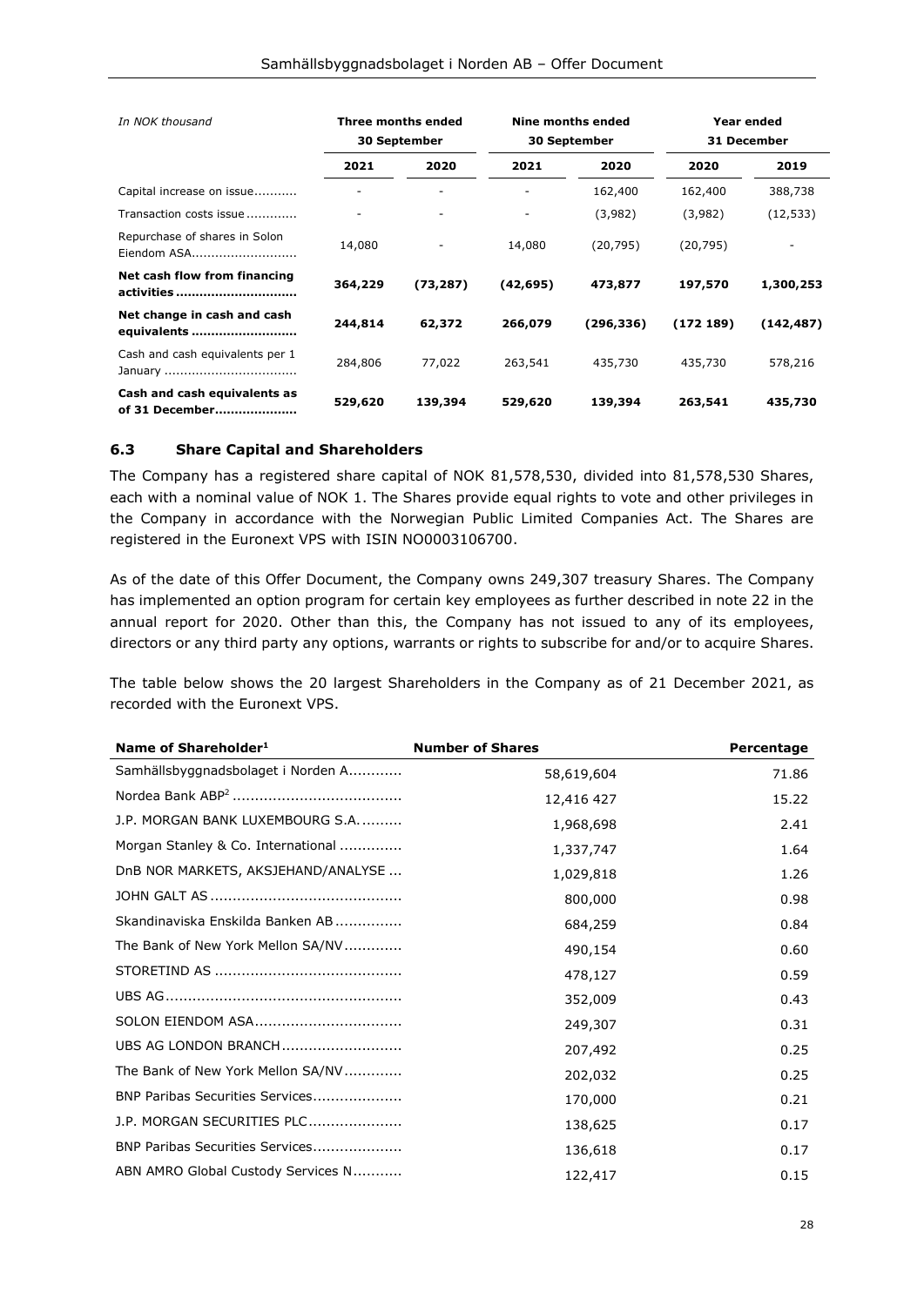| *In NOK thousand* | Three months ended 30 September | | Nine months ended 30 September | | Year ended 31 December | |
|---|---|---|---|---|---|---|
| | **2021** | **2020** | **2021** | **2020** | **2020** | **2019** |
| Capital increase on issue........... | - | - | - | 162,400 | 162,400 | 388,738 |
| Transaction costs issue............ | - | - | - | (3,982) | (3,982) | (12,533) |
| Repurchase of shares in Solon Eiendom ASA.......................... | 14,080 | - | 14,080 | (20,795) | (20,795) | - |
| **Net cash flow from financing activities..............................** | **364,229** | **(73,287)** | **(42,695)** | **473,877** | **197,570** | **1,300,253** |
| **Net change in cash and cash equivalents ..........................** | **244,814** | **62,372** | **266,079** | **(296,336)** | **(172 189)** | **(142,487)** |
| Cash and cash equivalents per 1 January ................................. | 284,806 | 77,022 | 263,541 | 435,730 | 435,730 | 578,216 |
| **Cash and cash equivalents as of 31 December....................** | **529,620** | **139,394** | **529,620** | **139,394** | **263,541** | **435,730** |

### 6.3 Share Capital and Shareholders

The Company has a registered share capital of NOK 81,578,530, divided into 81,578,530 Shares, each with a nominal value of NOK 1. The Shares provide equal rights to vote and other privileges in the Company in accordance with the Norwegian Public Limited Companies Act. The Shares are registered in the Euronext VPS with ISIN NO0003106700.

As of the date of this Offer Document, the Company owns 249,307 treasury Shares. The Company has implemented an option program for certain key employees as further described in note 22 in the annual report for 2020. Other than this, the Company has not issued to any of its employees, directors or any third party any options, warrants or rights to subscribe for and/or to acquire Shares.

The table below shows the 20 largest Shareholders in the Company as of 21 December 2021, as recorded with the Euronext VPS.

| Name of Shareholder[1] | Number of Shares | Percentage |
|---|---|---|
| Samhällsbyggnadsbolaget i Norden A............ | 58,619,604 | 71.86 |
| Nordea Bank ABP[2] ...................................... | 12,416 427 | 15.22 |
| J.P. MORGAN BANK LUXEMBOURG S.A.......... | 1,968,698 | 2.41 |
| Morgan Stanley & Co. International .............. | 1,337,747 | 1.64 |
| DnB NOR MARKETS, AKSJEHAND/ANALYSE ... | 1,029,818 | 1.26 |
| JOHN GALT AS ........................................... | 800,000 | 0.98 |
| Skandinaviska Enskilda Banken AB ............... | 684,259 | 0.84 |
| The Bank of New York Mellon SA/NV............. | 490,154 | 0.60 |
| STORETIND AS .......................................... | 478,127 | 0.59 |
| UBS AG..................................................... | 352,009 | 0.43 |
| SOLON EIENDOM ASA................................. | 249,307 | 0.31 |
| UBS AG LONDON BRANCH........................... | 207,492 | 0.25 |
| The Bank of New York Mellon SA/NV............. | 202,032 | 0.25 |
| BNP Paribas Securities Services.................... | 170,000 | 0.21 |
| J.P. MORGAN SECURITIES PLC..................... | 138,625 | 0.17 |
| BNP Paribas Securities Services.................... | 136,618 | 0.17 |
| ABN AMRO Global Custody Services N........... | 122,417 | 0.15 |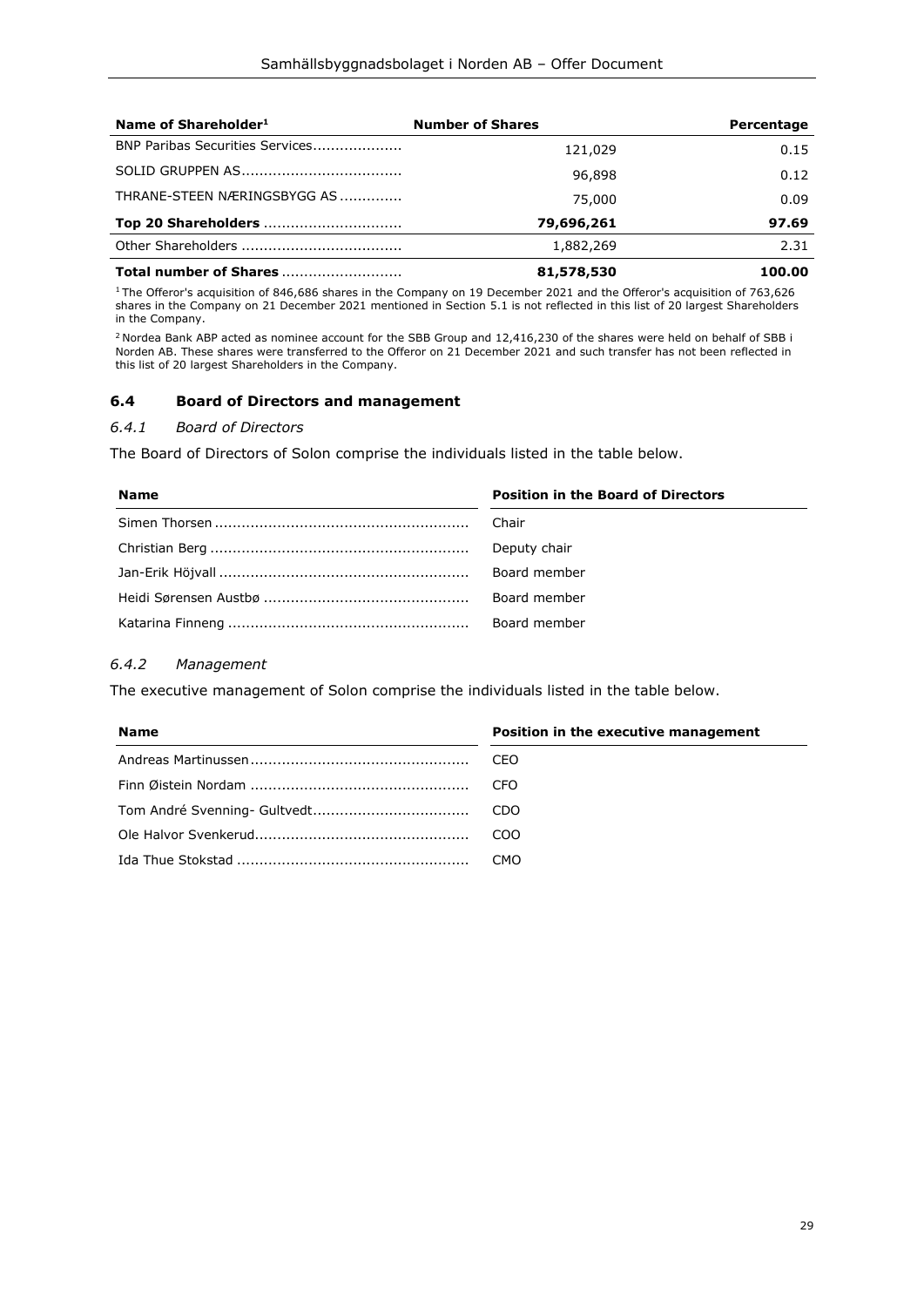| Name of Shareholder[1] | Number of Shares | Percentage |
|---|---|---|
| BNP Paribas Securities Services | 121,029 | 0.15 |
| SOLID GRUPPEN AS | 96,898 | 0.12 |
| THRANE-STEEN NÆRINGSBYGG AS | 75,000 | 0.09 |
| **Top 20 Shareholders** | **79,696,261** | **97.69** |
| Other Shareholders | 1,882,269 | 2.31 |
| **Total number of Shares** | **81,578,530** | **100.00** |

[1] The Offeror's acquisition of 846,686 shares in the Company on 19 December 2021 and the Offeror's acquisition of 763,626 shares in the Company on 21 December 2021 mentioned in Section 5.1 is not reflected in this list of 20 largest Shareholders in the Company.

[2] Nordea Bank ABP acted as nominee account for the SBB Group and 12,416,230 of the shares were held on behalf of SBB i Norden AB. These shares were transferred to the Offeror on 21 December 2021 and such transfer has not been reflected in this list of 20 largest Shareholders in the Company.

## 6.4 Board of Directors and management

### *6.4.1 Board of Directors*

The Board of Directors of Solon comprise the individuals listed in the table below.

| Name | Position in the Board of Directors |
|---|---|
| Simen Thorsen | Chair |
| Christian Berg | Deputy chair |
| Jan-Erik Höjvall | Board member |
| Heidi Sørensen Austbø | Board member |
| Katarina Finneng | Board member |

### *6.4.2 Management*

The executive management of Solon comprise the individuals listed in the table below.

| Name | Position in the executive management |
|---|---|
| Andreas Martinussen | CEO |
| Finn Øistein Nordam | CFO |
| Tom André Svenning- Gultvedt | CDO |
| Ole Halvor Svenkerud | COO |
| Ida Thue Stokstad | CMO |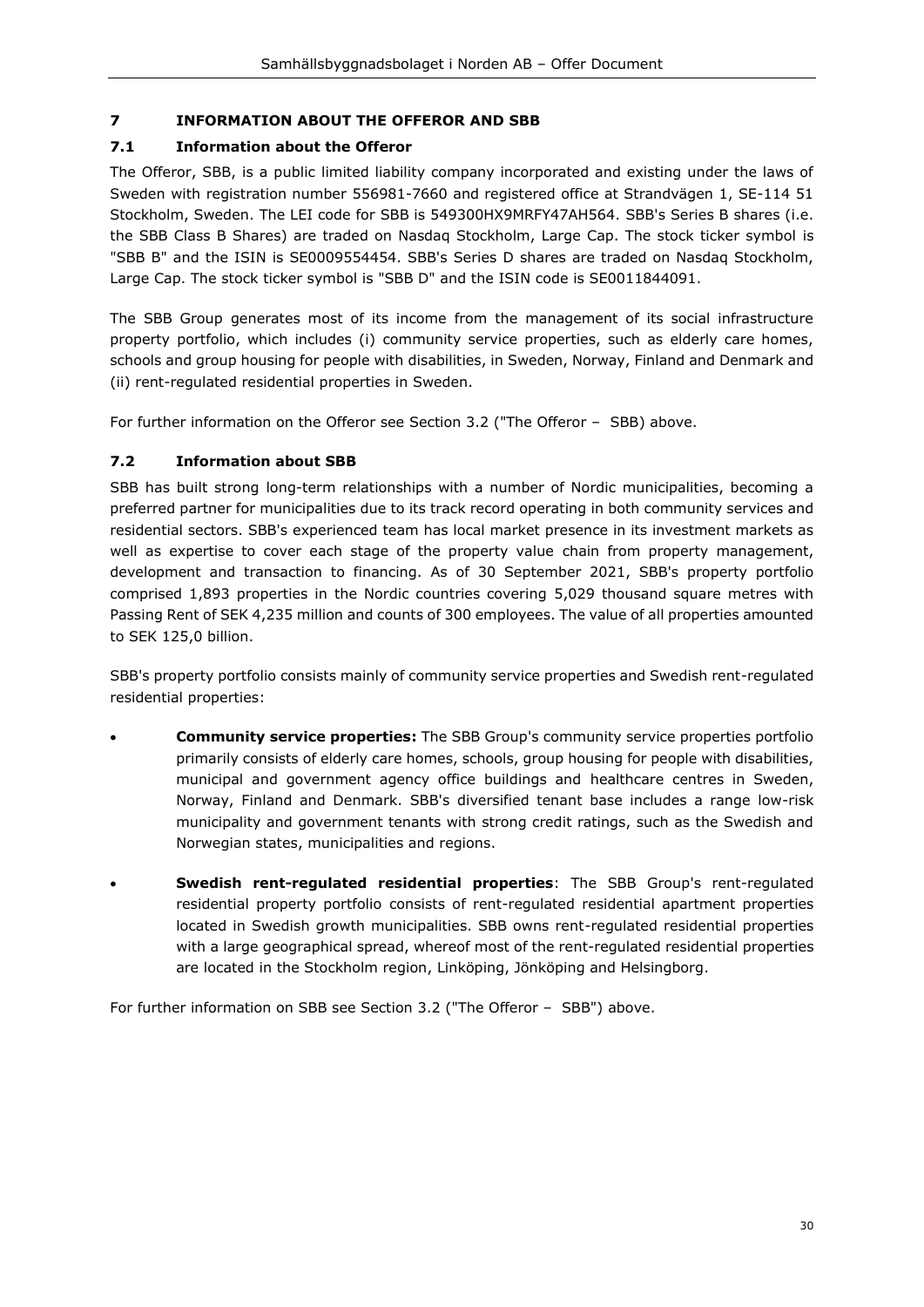## 7 INFORMATION ABOUT THE OFFEROR AND SBB

### 7.1 Information about the Offeror

The Offeror, SBB, is a public limited liability company incorporated and existing under the laws of Sweden with registration number 556981-7660 and registered office at Strandvägen 1, SE-114 51 Stockholm, Sweden. The LEI code for SBB is 549300HX9MRFY47AH564. SBB's Series B shares (i.e. the SBB Class B Shares) are traded on Nasdaq Stockholm, Large Cap. The stock ticker symbol is "SBB B" and the ISIN is SE0009554454. SBB's Series D shares are traded on Nasdaq Stockholm, Large Cap. The stock ticker symbol is "SBB D" and the ISIN code is SE0011844091.

The SBB Group generates most of its income from the management of its social infrastructure property portfolio, which includes (i) community service properties, such as elderly care homes, schools and group housing for people with disabilities, in Sweden, Norway, Finland and Denmark and (ii) rent-regulated residential properties in Sweden.

For further information on the Offeror see Section 3.2 ("The Offeror – SBB) above.

### 7.2 Information about SBB

SBB has built strong long-term relationships with a number of Nordic municipalities, becoming a preferred partner for municipalities due to its track record operating in both community services and residential sectors. SBB's experienced team has local market presence in its investment markets as well as expertise to cover each stage of the property value chain from property management, development and transaction to financing. As of 30 September 2021, SBB's property portfolio comprised 1,893 properties in the Nordic countries covering 5,029 thousand square metres with Passing Rent of SEK 4,235 million and counts of 300 employees. The value of all properties amounted to SEK 125,0 billion.

SBB's property portfolio consists mainly of community service properties and Swedish rent-regulated residential properties:

- **Community service properties:** The SBB Group's community service properties portfolio primarily consists of elderly care homes, schools, group housing for people with disabilities, municipal and government agency office buildings and healthcare centres in Sweden, Norway, Finland and Denmark. SBB's diversified tenant base includes a range low-risk municipality and government tenants with strong credit ratings, such as the Swedish and Norwegian states, municipalities and regions.
- **Swedish rent-regulated residential properties**: The SBB Group's rent-regulated residential property portfolio consists of rent-regulated residential apartment properties located in Swedish growth municipalities. SBB owns rent-regulated residential properties with a large geographical spread, whereof most of the rent-regulated residential properties are located in the Stockholm region, Linköping, Jönköping and Helsingborg.

For further information on SBB see Section 3.2 ("The Offeror – SBB") above.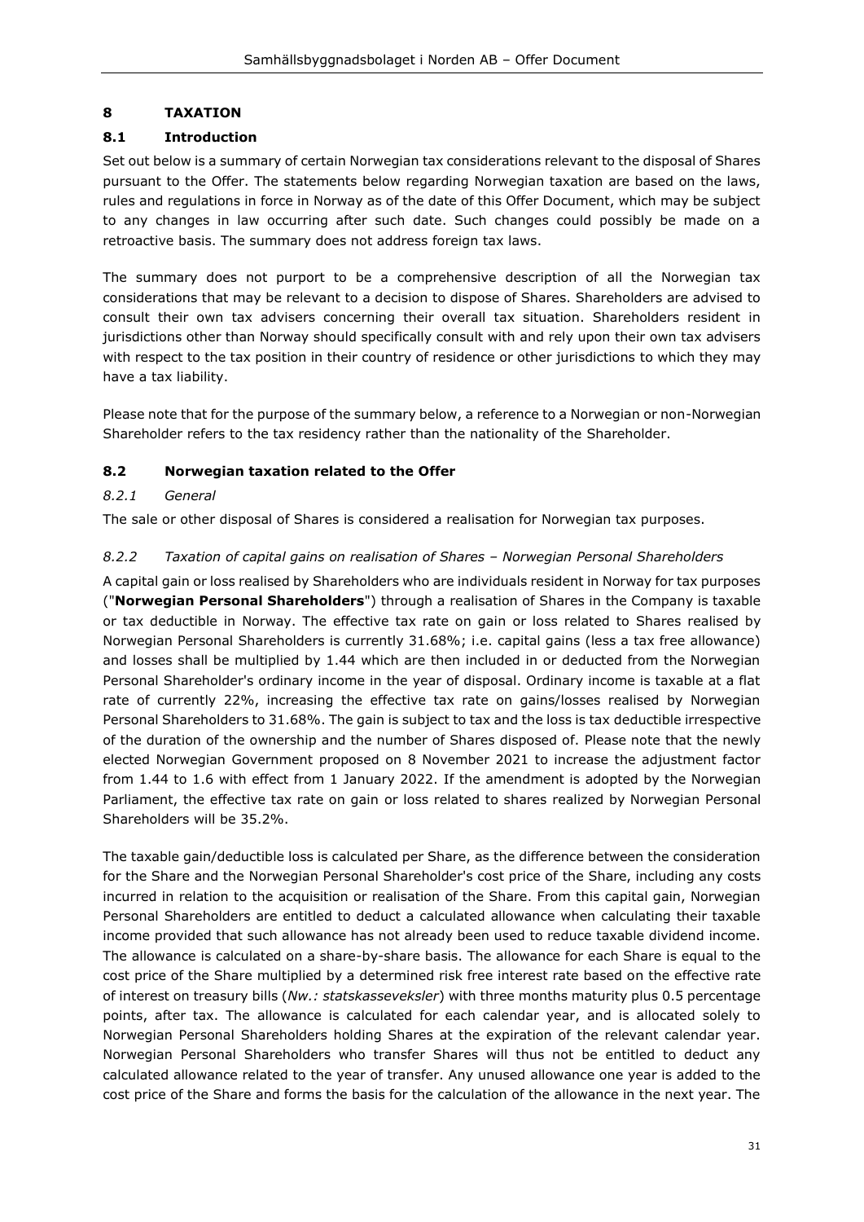# 8 TAXATION

## 8.1 Introduction

Set out below is a summary of certain Norwegian tax considerations relevant to the disposal of Shares pursuant to the Offer. The statements below regarding Norwegian taxation are based on the laws, rules and regulations in force in Norway as of the date of this Offer Document, which may be subject to any changes in law occurring after such date. Such changes could possibly be made on a retroactive basis. The summary does not address foreign tax laws.

The summary does not purport to be a comprehensive description of all the Norwegian tax considerations that may be relevant to a decision to dispose of Shares. Shareholders are advised to consult their own tax advisers concerning their overall tax situation. Shareholders resident in jurisdictions other than Norway should specifically consult with and rely upon their own tax advisers with respect to the tax position in their country of residence or other jurisdictions to which they may have a tax liability.

Please note that for the purpose of the summary below, a reference to a Norwegian or non-Norwegian Shareholder refers to the tax residency rather than the nationality of the Shareholder.

## 8.2 Norwegian taxation related to the Offer

### *8.2.1 General*

The sale or other disposal of Shares is considered a realisation for Norwegian tax purposes.

### *8.2.2 Taxation of capital gains on realisation of Shares – Norwegian Personal Shareholders*

A capital gain or loss realised by Shareholders who are individuals resident in Norway for tax purposes ("**Norwegian Personal Shareholders**") through a realisation of Shares in the Company is taxable or tax deductible in Norway. The effective tax rate on gain or loss related to Shares realised by Norwegian Personal Shareholders is currently 31.68%; i.e. capital gains (less a tax free allowance) and losses shall be multiplied by 1.44 which are then included in or deducted from the Norwegian Personal Shareholder's ordinary income in the year of disposal. Ordinary income is taxable at a flat rate of currently 22%, increasing the effective tax rate on gains/losses realised by Norwegian Personal Shareholders to 31.68%. The gain is subject to tax and the loss is tax deductible irrespective of the duration of the ownership and the number of Shares disposed of. Please note that the newly elected Norwegian Government proposed on 8 November 2021 to increase the adjustment factor from 1.44 to 1.6 with effect from 1 January 2022. If the amendment is adopted by the Norwegian Parliament, the effective tax rate on gain or loss related to shares realized by Norwegian Personal Shareholders will be 35.2%.

The taxable gain/deductible loss is calculated per Share, as the difference between the consideration for the Share and the Norwegian Personal Shareholder's cost price of the Share, including any costs incurred in relation to the acquisition or realisation of the Share. From this capital gain, Norwegian Personal Shareholders are entitled to deduct a calculated allowance when calculating their taxable income provided that such allowance has not already been used to reduce taxable dividend income. The allowance is calculated on a share-by-share basis. The allowance for each Share is equal to the cost price of the Share multiplied by a determined risk free interest rate based on the effective rate of interest on treasury bills (*Nw.: statskasseveksler*) with three months maturity plus 0.5 percentage points, after tax. The allowance is calculated for each calendar year, and is allocated solely to Norwegian Personal Shareholders holding Shares at the expiration of the relevant calendar year. Norwegian Personal Shareholders who transfer Shares will thus not be entitled to deduct any calculated allowance related to the year of transfer. Any unused allowance one year is added to the cost price of the Share and forms the basis for the calculation of the allowance in the next year. The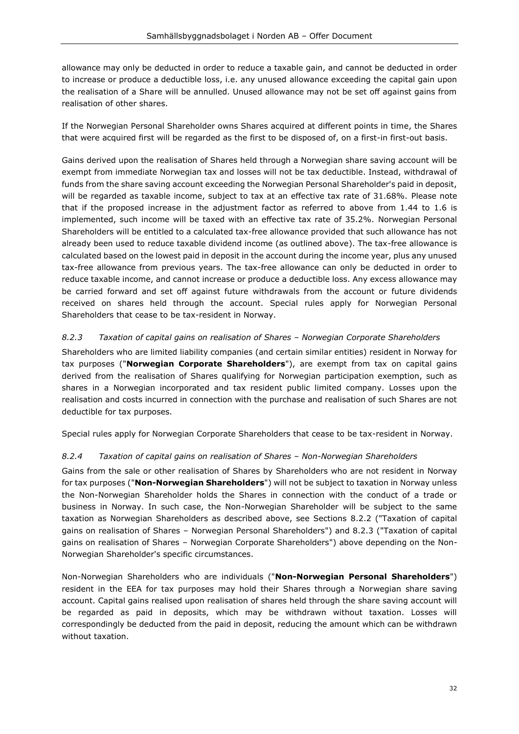allowance may only be deducted in order to reduce a taxable gain, and cannot be deducted in order to increase or produce a deductible loss, i.e. any unused allowance exceeding the capital gain upon the realisation of a Share will be annulled. Unused allowance may not be set off against gains from realisation of other shares.

If the Norwegian Personal Shareholder owns Shares acquired at different points in time, the Shares that were acquired first will be regarded as the first to be disposed of, on a first-in first-out basis.

Gains derived upon the realisation of Shares held through a Norwegian share saving account will be exempt from immediate Norwegian tax and losses will not be tax deductible. Instead, withdrawal of funds from the share saving account exceeding the Norwegian Personal Shareholder's paid in deposit, will be regarded as taxable income, subject to tax at an effective tax rate of 31.68%. Please note that if the proposed increase in the adjustment factor as referred to above from 1.44 to 1.6 is implemented, such income will be taxed with an effective tax rate of 35.2%. Norwegian Personal Shareholders will be entitled to a calculated tax-free allowance provided that such allowance has not already been used to reduce taxable dividend income (as outlined above). The tax-free allowance is calculated based on the lowest paid in deposit in the account during the income year, plus any unused tax-free allowance from previous years. The tax-free allowance can only be deducted in order to reduce taxable income, and cannot increase or produce a deductible loss. Any excess allowance may be carried forward and set off against future withdrawals from the account or future dividends received on shares held through the account. Special rules apply for Norwegian Personal Shareholders that cease to be tax-resident in Norway.

### *8.2.3 Taxation of capital gains on realisation of Shares – Norwegian Corporate Shareholders*

Shareholders who are limited liability companies (and certain similar entities) resident in Norway for tax purposes ("**Norwegian Corporate Shareholders**"), are exempt from tax on capital gains derived from the realisation of Shares qualifying for Norwegian participation exemption, such as shares in a Norwegian incorporated and tax resident public limited company. Losses upon the realisation and costs incurred in connection with the purchase and realisation of such Shares are not deductible for tax purposes.

Special rules apply for Norwegian Corporate Shareholders that cease to be tax-resident in Norway.

### *8.2.4 Taxation of capital gains on realisation of Shares – Non-Norwegian Shareholders*

Gains from the sale or other realisation of Shares by Shareholders who are not resident in Norway for tax purposes ("**Non-Norwegian Shareholders**") will not be subject to taxation in Norway unless the Non-Norwegian Shareholder holds the Shares in connection with the conduct of a trade or business in Norway. In such case, the Non-Norwegian Shareholder will be subject to the same taxation as Norwegian Shareholders as described above, see Sections 8.2.2 ("Taxation of capital gains on realisation of Shares – Norwegian Personal Shareholders") and 8.2.3 ("Taxation of capital gains on realisation of Shares – Norwegian Corporate Shareholders") above depending on the Non-Norwegian Shareholder's specific circumstances.

Non-Norwegian Shareholders who are individuals ("**Non-Norwegian Personal Shareholders**") resident in the EEA for tax purposes may hold their Shares through a Norwegian share saving account. Capital gains realised upon realisation of shares held through the share saving account will be regarded as paid in deposits, which may be withdrawn without taxation. Losses will correspondingly be deducted from the paid in deposit, reducing the amount which can be withdrawn without taxation.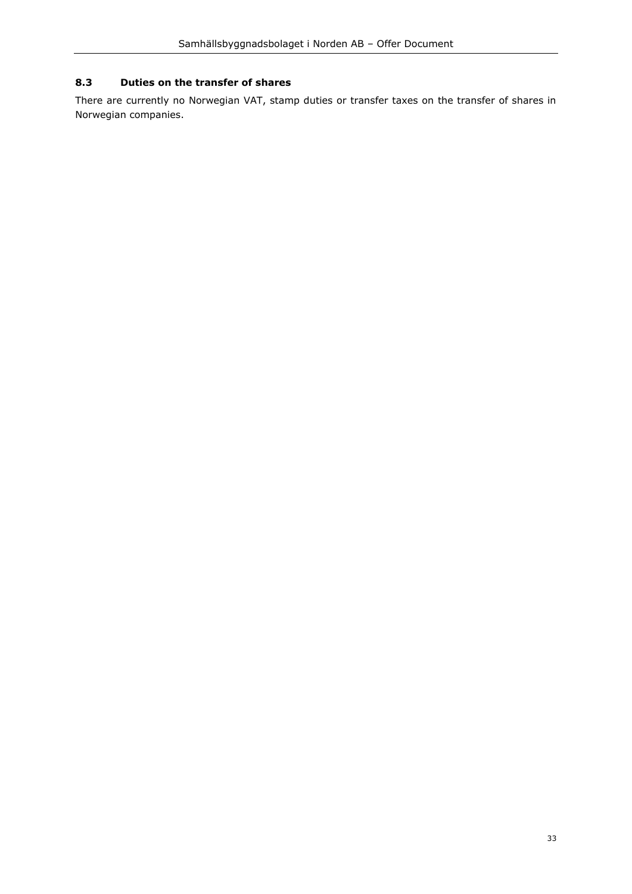### 8.3 Duties on the transfer of shares

There are currently no Norwegian VAT, stamp duties or transfer taxes on the transfer of shares in Norwegian companies.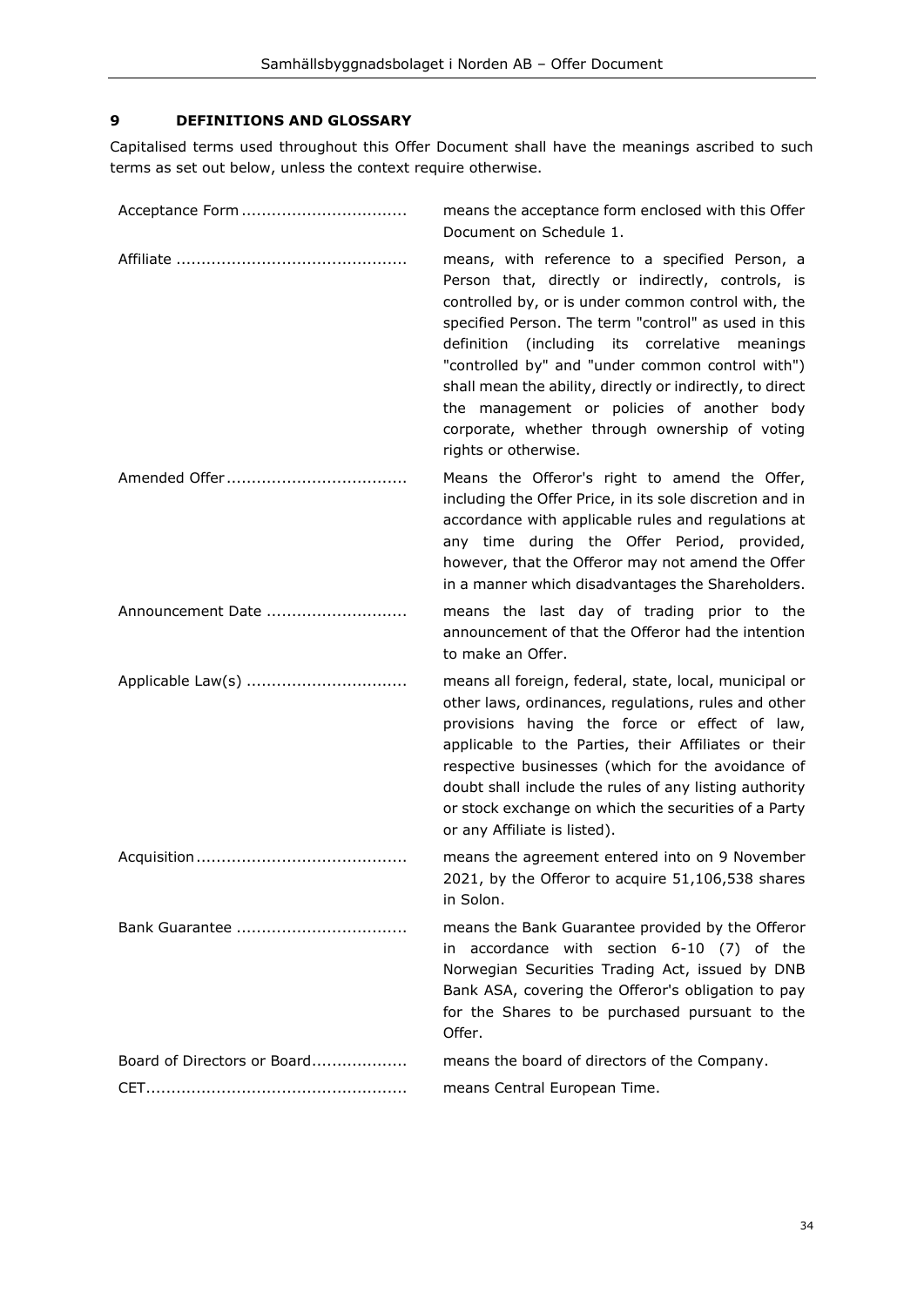## 9 DEFINITIONS AND GLOSSARY

Capitalised terms used throughout this Offer Document shall have the meanings ascribed to such terms as set out below, unless the context require otherwise.

| | |
|---|---|
| Acceptance Form | means the acceptance form enclosed with this Offer Document on Schedule 1. |
| Affiliate | means, with reference to a specified Person, a Person that, directly or indirectly, controls, is controlled by, or is under common control with, the specified Person. The term "control" as used in this definition (including its correlative meanings "controlled by" and "under common control with") shall mean the ability, directly or indirectly, to direct the management or policies of another body corporate, whether through ownership of voting rights or otherwise. |
| Amended Offer | Means the Offeror's right to amend the Offer, including the Offer Price, in its sole discretion and in accordance with applicable rules and regulations at any time during the Offer Period, provided, however, that the Offeror may not amend the Offer in a manner which disadvantages the Shareholders. |
| Announcement Date | means the last day of trading prior to the announcement of that the Offeror had the intention to make an Offer. |
| Applicable Law(s) | means all foreign, federal, state, local, municipal or other laws, ordinances, regulations, rules and other provisions having the force or effect of law, applicable to the Parties, their Affiliates or their respective businesses (which for the avoidance of doubt shall include the rules of any listing authority or stock exchange on which the securities of a Party or any Affiliate is listed). |
| Acquisition | means the agreement entered into on 9 November 2021, by the Offeror to acquire 51,106,538 shares in Solon. |
| Bank Guarantee | means the Bank Guarantee provided by the Offeror in accordance with section 6-10 (7) of the Norwegian Securities Trading Act, issued by DNB Bank ASA, covering the Offeror's obligation to pay for the Shares to be purchased pursuant to the Offer. |
| Board of Directors or Board | means the board of directors of the Company. |
| CET | means Central European Time. |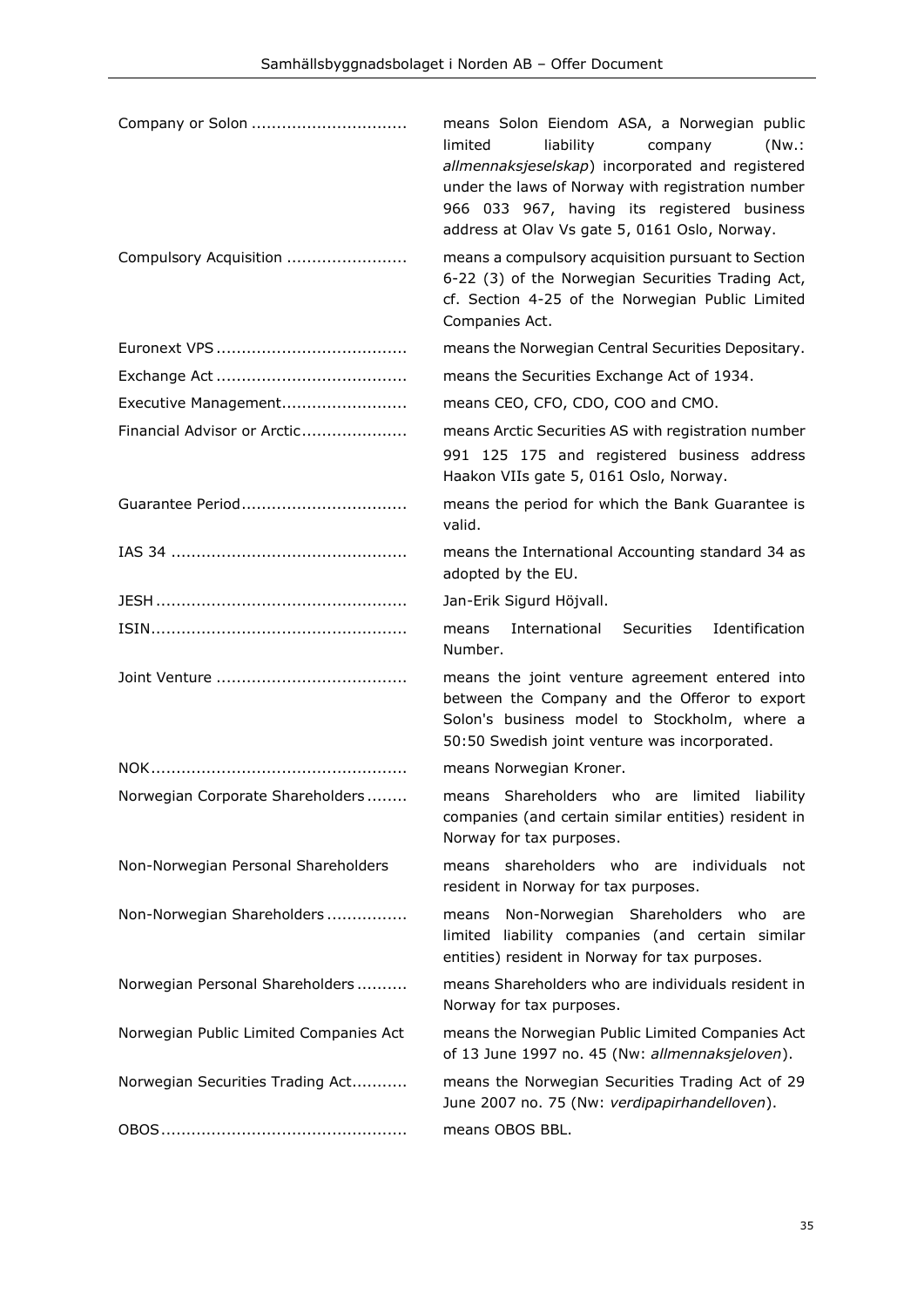| | |
|---|---|
| Company or Solon .............................. | means Solon Eiendom ASA, a Norwegian public limited liability company (Nw.: *allmennaksjeselskap*) incorporated and registered under the laws of Norway with registration number 966 033 967, having its registered business address at Olav Vs gate 5, 0161 Oslo, Norway. |
| Compulsory Acquisition ....................... | means a compulsory acquisition pursuant to Section 6-22 (3) of the Norwegian Securities Trading Act, cf. Section 4-25 of the Norwegian Public Limited Companies Act. |
| Euronext VPS ..................................... | means the Norwegian Central Securities Depositary. |
| Exchange Act ..................................... | means the Securities Exchange Act of 1934. |
| Executive Management........................ | means CEO, CFO, CDO, COO and CMO. |
| Financial Advisor or Arctic.................... | means Arctic Securities AS with registration number 991 125 175 and registered business address Haakon VIIs gate 5, 0161 Oslo, Norway. |
| Guarantee Period................................ | means the period for which the Bank Guarantee is valid. |
| IAS 34 .............................................. | means the International Accounting standard 34 as adopted by the EU. |
| JESH ................................................ | Jan-Erik Sigurd Höjvall. |
| ISIN.................................................. | means International Securities Identification Number. |
| Joint Venture ..................................... | means the joint venture agreement entered into between the Company and the Offeror to export Solon's business model to Stockholm, where a 50:50 Swedish joint venture was incorporated. |
| NOK.................................................. | means Norwegian Kroner. |
| Norwegian Corporate Shareholders ........ | means Shareholders who are limited liability companies (and certain similar entities) resident in Norway for tax purposes. |
| Non-Norwegian Personal Shareholders | means shareholders who are individuals not resident in Norway for tax purposes. |
| Non-Norwegian Shareholders ................ | means Non-Norwegian Shareholders who are limited liability companies (and certain similar entities) resident in Norway for tax purposes. |
| Norwegian Personal Shareholders .......... | means Shareholders who are individuals resident in Norway for tax purposes. |
| Norwegian Public Limited Companies Act | means the Norwegian Public Limited Companies Act of 13 June 1997 no. 45 (Nw: *allmennaksjeloven*). |
| Norwegian Securities Trading Act........... | means the Norwegian Securities Trading Act of 29 June 2007 no. 75 (Nw: *verdipapirhandelloven*). |
| OBOS................................................ | means OBOS BBL. |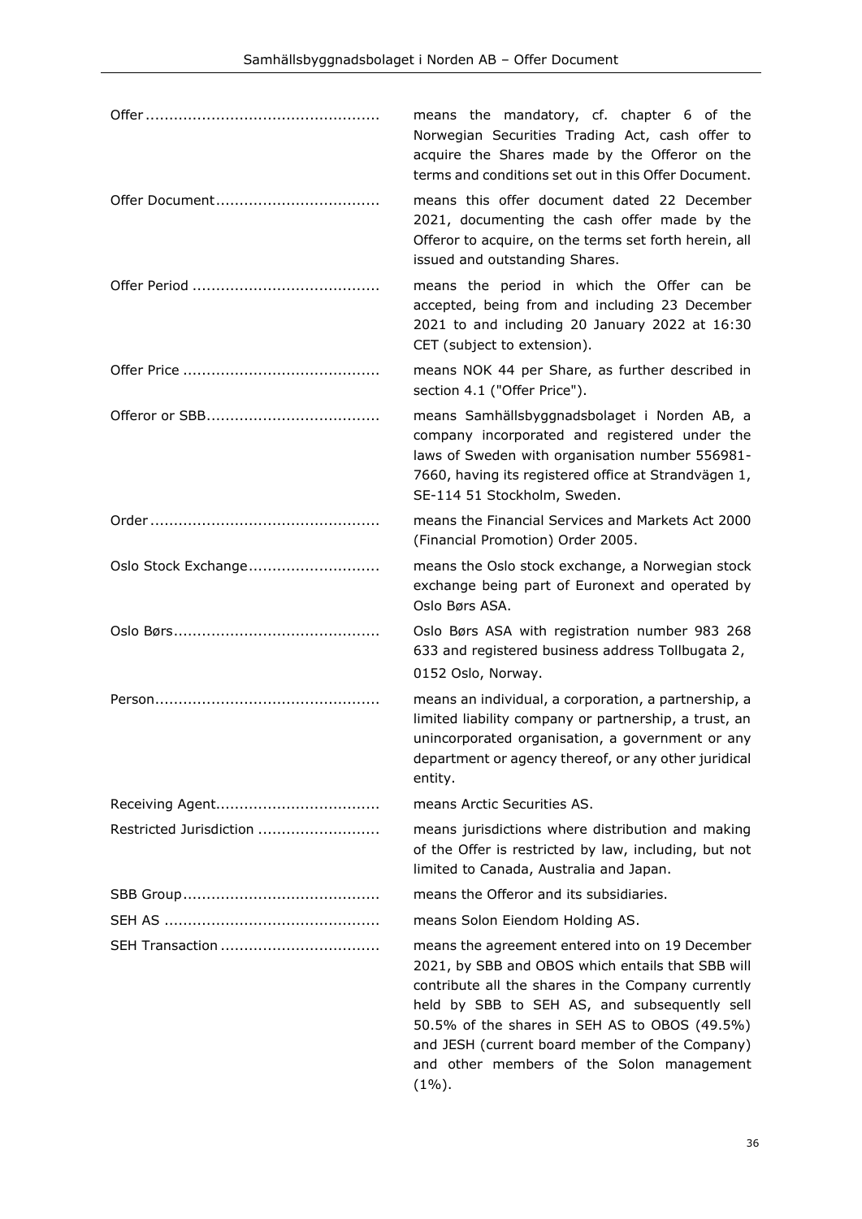| | |
|---|---|
| Offer | means the mandatory, cf. chapter 6 of the Norwegian Securities Trading Act, cash offer to acquire the Shares made by the Offeror on the terms and conditions set out in this Offer Document. |
| Offer Document | means this offer document dated 22 December 2021, documenting the cash offer made by the Offeror to acquire, on the terms set forth herein, all issued and outstanding Shares. |
| Offer Period | means the period in which the Offer can be accepted, being from and including 23 December 2021 to and including 20 January 2022 at 16:30 CET (subject to extension). |
| Offer Price | means NOK 44 per Share, as further described in section 4.1 ("Offer Price"). |
| Offeror or SBB | means Samhällsbyggnadsbolaget i Norden AB, a company incorporated and registered under the laws of Sweden with organisation number 556981-7660, having its registered office at Strandvägen 1, SE-114 51 Stockholm, Sweden. |
| Order | means the Financial Services and Markets Act 2000 (Financial Promotion) Order 2005. |
| Oslo Stock Exchange | means the Oslo stock exchange, a Norwegian stock exchange being part of Euronext and operated by Oslo Børs ASA. |
| Oslo Børs | Oslo Børs ASA with registration number 983 268 633 and registered business address Tollbugata 2, 0152 Oslo, Norway. |
| Person | means an individual, a corporation, a partnership, a limited liability company or partnership, a trust, an unincorporated organisation, a government or any department or agency thereof, or any other juridical entity. |
| Receiving Agent | means Arctic Securities AS. |
| Restricted Jurisdiction | means jurisdictions where distribution and making of the Offer is restricted by law, including, but not limited to Canada, Australia and Japan. |
| SBB Group | means the Offeror and its subsidiaries. |
| SEH AS | means Solon Eiendom Holding AS. |
| SEH Transaction | means the agreement entered into on 19 December 2021, by SBB and OBOS which entails that SBB will contribute all the shares in the Company currently held by SBB to SEH AS, and subsequently sell 50.5% of the shares in SEH AS to OBOS (49.5%) and JESH (current board member of the Company) and other members of the Solon management (1%). |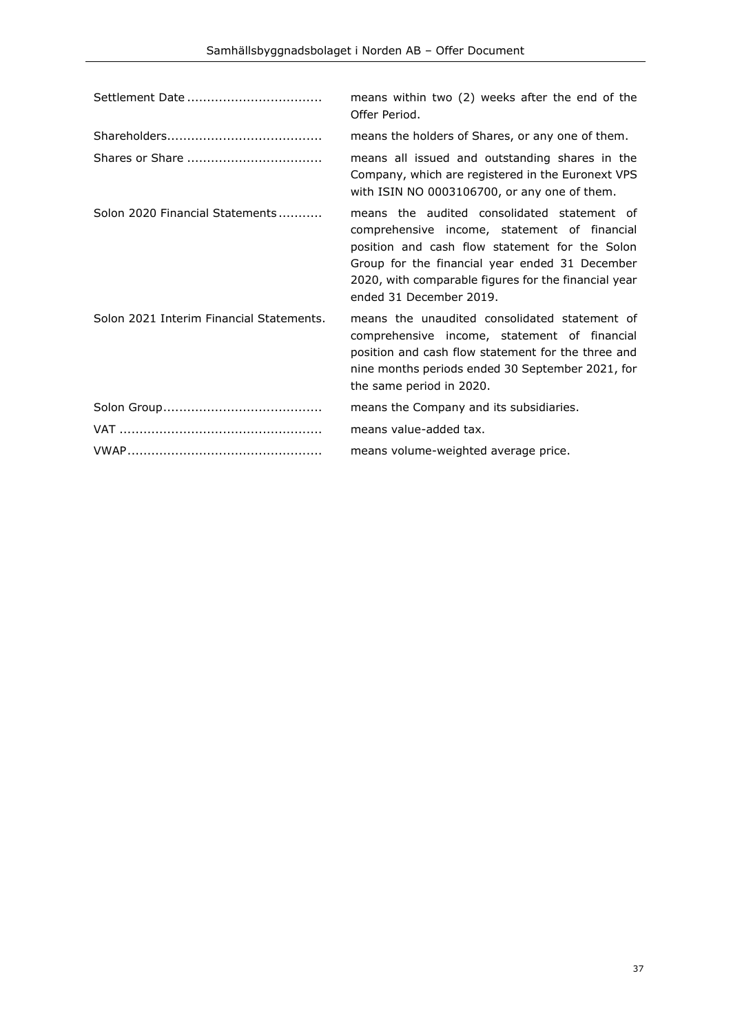| | |
|---|---|
| Settlement Date | means within two (2) weeks after the end of the Offer Period. |
| Shareholders | means the holders of Shares, or any one of them. |
| Shares or Share | means all issued and outstanding shares in the Company, which are registered in the Euronext VPS with ISIN NO 0003106700, or any one of them. |
| Solon 2020 Financial Statements | means the audited consolidated statement of comprehensive income, statement of financial position and cash flow statement for the Solon Group for the financial year ended 31 December 2020, with comparable figures for the financial year ended 31 December 2019. |
| Solon 2021 Interim Financial Statements. | means the unaudited consolidated statement of comprehensive income, statement of financial position and cash flow statement for the three and nine months periods ended 30 September 2021, for the same period in 2020. |
| Solon Group | means the Company and its subsidiaries. |
| VAT | means value-added tax. |
| VWAP | means volume-weighted average price. |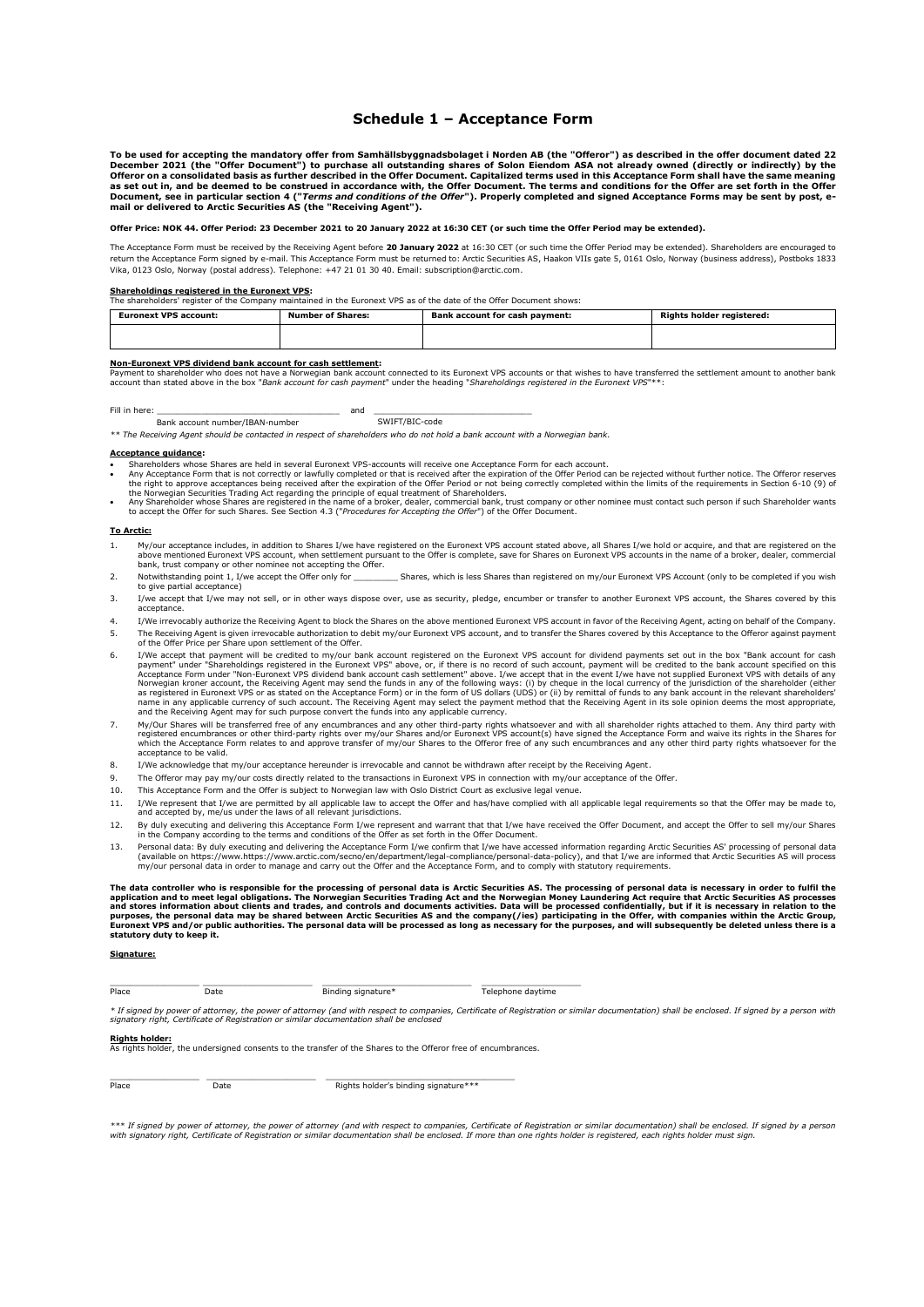# Schedule 1 – Acceptance Form

**To be used for accepting the mandatory offer from Samhällsbyggnadsbolaget i Norden AB (the "Offeror") as described in the offer document dated 22 December 2021 (the "Offer Document") to purchase all outstanding shares of Solon Eiendom ASA not already owned (directly or indirectly) by the Offeror on a consolidated basis as further described in the Offer Document. Capitalized terms used in this Acceptance Form shall have the same meaning as set out in, and be deemed to be construed in accordance with, the Offer Document. The terms and conditions for the Offer are set forth in the Offer Document, see in particular section 4 ("*Terms and conditions of the Offer*"). Properly completed and signed Acceptance Forms may be sent by post, e-mail or delivered to Arctic Securities AS (the "Receiving Agent").**

**Offer Price: NOK 44. Offer Period: 23 December 2021 to 20 January 2022 at 16:30 CET (or such time the Offer Period may be extended).**

The Acceptance Form must be received by the Receiving Agent before **20 January 2022** at 16:30 CET (or such time the Offer Period may be extended). Shareholders are encouraged to return the Acceptance Form signed by e-mail. This Acceptance Form must be returned to: Arctic Securities AS, Haakon VIIs gate 5, 0161 Oslo, Norway (business address), Postboks 1833 Vika, 0123 Oslo, Norway (postal address). Telephone: +47 21 01 30 40. Email: subscription@arctic.com.

**Shareholdings registered in the Euronext VPS:**
The shareholders' register of the Company maintained in the Euronext VPS as of the date of the Offer Document shows:

| Euronext VPS account: | Number of Shares: | Bank account for cash payment: | Rights holder registered: |
|---|---|---|---|
| | | | |

**Non-Euronext VPS dividend bank account for cash settlement:**
Payment to shareholder who does not have a Norwegian bank account connected to its Euronext VPS accounts or that wishes to have transferred the settlement amount to another bank account than stated above in the box "*Bank account for cash payment*" under the heading "*Shareholdings registered in the Euronext VPS*"**:

Fill in here: ___________________________________ and ______________________________
Bank account number/IBAN-number SWIFT/BIC-code

*** The Receiving Agent should be contacted in respect of shareholders who do not hold a bank account with a Norwegian bank.*

**Acceptance guidance:**

- Shareholders whose Shares are held in several Euronext VPS-accounts will receive one Acceptance Form for each account.
- Any Acceptance Form that is not correctly or lawfully completed or that is received after the expiration of the Offer Period can be rejected without further notice. The Offeror reserves the right to approve acceptances being received after the expiration of the Offer Period or not being correctly completed within the limits of the requirements in Section 6-10 (9) of the Norwegian Securities Trading Act regarding the principle of equal treatment of Shareholders.
- Any Shareholder whose Shares are registered in the name of a broker, dealer, commercial bank, trust company or other nominee must contact such person if such Shareholder wants to accept the Offer for such Shares. See Section 4.3 ("*Procedures for Accepting the Offer*") of the Offer Document.

**To Arctic:**

1. My/our acceptance includes, in addition to Shares I/we have registered on the Euronext VPS account stated above, all Shares I/we hold or acquire, and that are registered on the above mentioned Euronext VPS account, when settlement pursuant to the Offer is complete, save for Shares on Euronext VPS accounts in the name of a broker, dealer, commercial bank, trust company or other nominee not accepting the Offer.
2. Notwithstanding point 1, I/we accept the Offer only for _________ Shares, which is less Shares than registered on my/our Euronext VPS Account (only to be completed if you wish to give partial acceptance)
3. I/we accept that I/we may not sell, or in other ways dispose over, use as security, pledge, encumber or transfer to another Euronext VPS account, the Shares covered by this acceptance.
4. I/We irrevocably authorize the Receiving Agent to block the Shares on the above mentioned Euronext VPS account in favor of the Receiving Agent, acting on behalf of the Company.
5. The Receiving Agent is given irrevocable authorization to debit my/our Euronext VPS account, and to transfer the Shares covered by this Acceptance to the Offeror against payment of the Offer Price per Share upon settlement of the Offer.
6. I/We accept that payment will be credited to my/our bank account registered on the Euronext VPS account for dividend payments set out in the box "Bank account for cash payment" under "Shareholdings registered in the Euronext VPS" above, or, if there is no record of such account, payment will be credited to the bank account specified on this Acceptance Form under "Non-Euronext VPS dividend bank account cash settlement" above. I/we accept that in the event I/we have not supplied Euronext VPS with details of any Norwegian kroner account, the Receiving Agent may send the funds in any of the following ways: (i) by cheque in the local currency of the jurisdiction of the shareholder (either as registered in Euronext VPS or as stated on the Acceptance Form) or in the form of US dollars (UDS) or (ii) by remittal of funds to any bank account in the relevant shareholders' name in any applicable currency of such account. The Receiving Agent may select the payment method that the Receiving Agent in its sole opinion deems the most appropriate, and the Receiving Agent may for such purpose convert the funds into any applicable currency.
7. My/Our Shares will be transferred free of any encumbrances and any other third-party rights whatsoever and with all shareholder rights attached to them. Any third party with registered encumbrances or other third-party rights over my/our Shares and/or Euronext VPS account(s) have signed the Acceptance Form and waive its rights in the Shares for which the Acceptance Form relates to and approve transfer of my/our Shares to the Offeror free of any such encumbrances and any other third party rights whatsoever for the acceptance to be valid.
8. I/We acknowledge that my/our acceptance hereunder is irrevocable and cannot be withdrawn after receipt by the Receiving Agent.
9. The Offeror may pay my/our costs directly related to the transactions in Euronext VPS in connection with my/our acceptance of the Offer.
10. This Acceptance Form and the Offer is subject to Norwegian law with Oslo District Court as exclusive legal venue.
11. I/We represent that I/we are permitted by all applicable law to accept the Offer and has/have complied with all applicable legal requirements so that the Offer may be made to, and accepted by, me/us under the laws of all relevant jurisdictions.
12. By duly executing and delivering this Acceptance Form I/we represent and warrant that that I/we have received the Offer Document, and accept the Offer to sell my/our Shares in the Company according to the terms and conditions of the Offer as set forth in the Offer Document.
13. Personal data: By duly executing and delivering the Acceptance Form I/we confirm that I/we have accessed information regarding Arctic Securities AS' processing of personal data (available on https://www.https://www.arctic.com/secno/en/department/legal-compliance/personal-data-policy), and that I/we are informed that Arctic Securities AS will process my/our personal data in order to manage and carry out the Offer and the Acceptance Form, and to comply with statutory requirements.

**The data controller who is responsible for the processing of personal data is Arctic Securities AS. The processing of personal data is necessary in order to fulfil the application and to meet legal obligations. The Norwegian Securities Trading Act and the Norwegian Money Laundering Act require that Arctic Securities AS processes and stores information about clients and trades, and controls and documents activities. Data will be processed confidentially, but if it is necessary in relation to the purposes, the personal data may be shared between Arctic Securities AS and the company(/ies) participating in the Offer, with companies within the Arctic Group, Euronext VPS and/or public authorities. The personal data will be processed as long as necessary for the purposes, and will subsequently be deleted unless there is a statutory duty to keep it.**

**Signature:**

________________ ____________________ ____________________________ ____________________
Place Date Binding signature* Telephone daytime

** If signed by power of attorney, the power of attorney (and with respect to companies, Certificate of Registration or similar documentation) shall be enclosed. If signed by a person with signatory right, Certificate of Registration or similar documentation shall be enclosed*

**Rights holder:**
As rights holder, the undersigned consents to the transfer of the Shares to the Offeror free of encumbrances.

________________ ____________________ ____________________________________
Place Date Rights holder's binding signature***

**** If signed by power of attorney, the power of attorney (and with respect to companies, Certificate of Registration or similar documentation) shall be enclosed. If signed by a person with signatory right, Certificate of Registration or similar documentation shall be enclosed. If more than one rights holder is registered, each rights holder must sign.*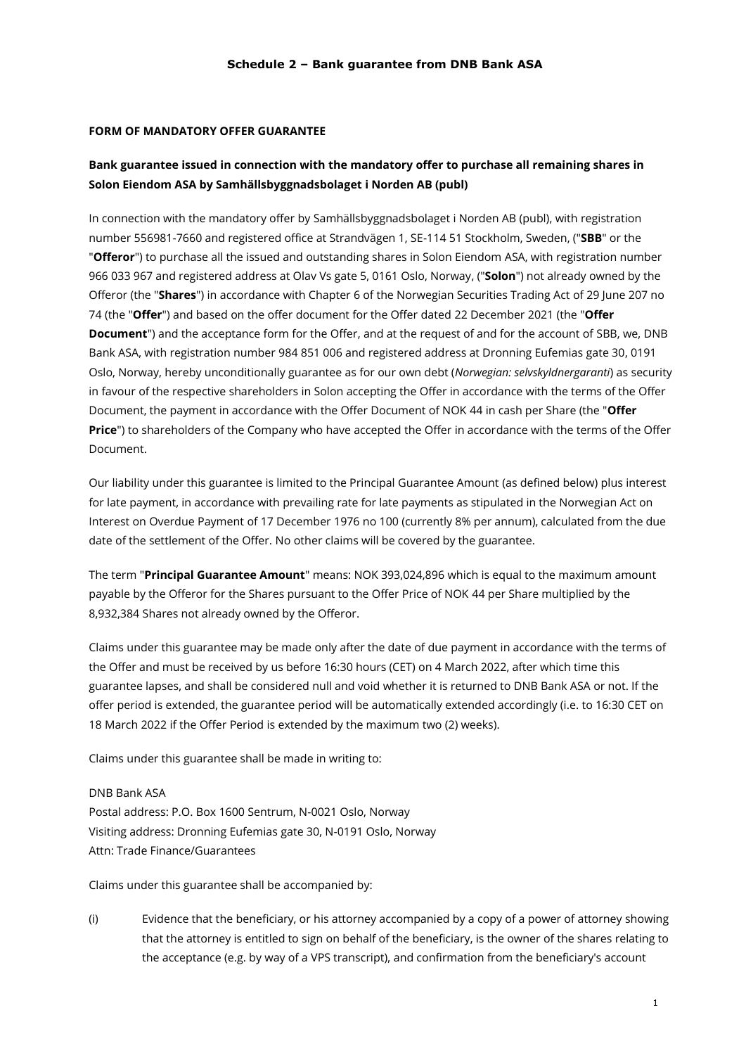**Schedule 2 – Bank guarantee from DNB Bank ASA**

**FORM OF MANDATORY OFFER GUARANTEE**

**Bank guarantee issued in connection with the mandatory offer to purchase all remaining shares in Solon Eiendom ASA by Samhällsbyggnadsbolaget i Norden AB (publ)**

In connection with the mandatory offer by Samhällsbyggnadsbolaget i Norden AB (publ), with registration number 556981-7660 and registered office at Strandvägen 1, SE-114 51 Stockholm, Sweden, ("**SBB**" or the "**Offeror**") to purchase all the issued and outstanding shares in Solon Eiendom ASA, with registration number 966 033 967 and registered address at Olav Vs gate 5, 0161 Oslo, Norway, ("**Solon**") not already owned by the Offeror (the "**Shares**") in accordance with Chapter 6 of the Norwegian Securities Trading Act of 29 June 207 no 74 (the "**Offer**") and based on the offer document for the Offer dated 22 December 2021 (the "**Offer Document**") and the acceptance form for the Offer, and at the request of and for the account of SBB, we, DNB Bank ASA, with registration number 984 851 006 and registered address at Dronning Eufemias gate 30, 0191 Oslo, Norway, hereby unconditionally guarantee as for our own debt (*Norwegian: selvskyldnergaranti*) as security in favour of the respective shareholders in Solon accepting the Offer in accordance with the terms of the Offer Document, the payment in accordance with the Offer Document of NOK 44 in cash per Share (the "**Offer Price**") to shareholders of the Company who have accepted the Offer in accordance with the terms of the Offer Document.

Our liability under this guarantee is limited to the Principal Guarantee Amount (as defined below) plus interest for late payment, in accordance with prevailing rate for late payments as stipulated in the Norwegian Act on Interest on Overdue Payment of 17 December 1976 no 100 (currently 8% per annum), calculated from the due date of the settlement of the Offer. No other claims will be covered by the guarantee.

The term "**Principal Guarantee Amount**" means: NOK 393,024,896 which is equal to the maximum amount payable by the Offeror for the Shares pursuant to the Offer Price of NOK 44 per Share multiplied by the 8,932,384 Shares not already owned by the Offeror.

Claims under this guarantee may be made only after the date of due payment in accordance with the terms of the Offer and must be received by us before 16:30 hours (CET) on 4 March 2022, after which time this guarantee lapses, and shall be considered null and void whether it is returned to DNB Bank ASA or not. If the offer period is extended, the guarantee period will be automatically extended accordingly (i.e. to 16:30 CET on 18 March 2022 if the Offer Period is extended by the maximum two (2) weeks).

Claims under this guarantee shall be made in writing to:

DNB Bank ASA
Postal address: P.O. Box 1600 Sentrum, N-0021 Oslo, Norway
Visiting address: Dronning Eufemias gate 30, N-0191 Oslo, Norway
Attn: Trade Finance/Guarantees

Claims under this guarantee shall be accompanied by:

(i) Evidence that the beneficiary, or his attorney accompanied by a copy of a power of attorney showing that the attorney is entitled to sign on behalf of the beneficiary, is the owner of the shares relating to the acceptance (e.g. by way of a VPS transcript), and confirmation from the beneficiary's account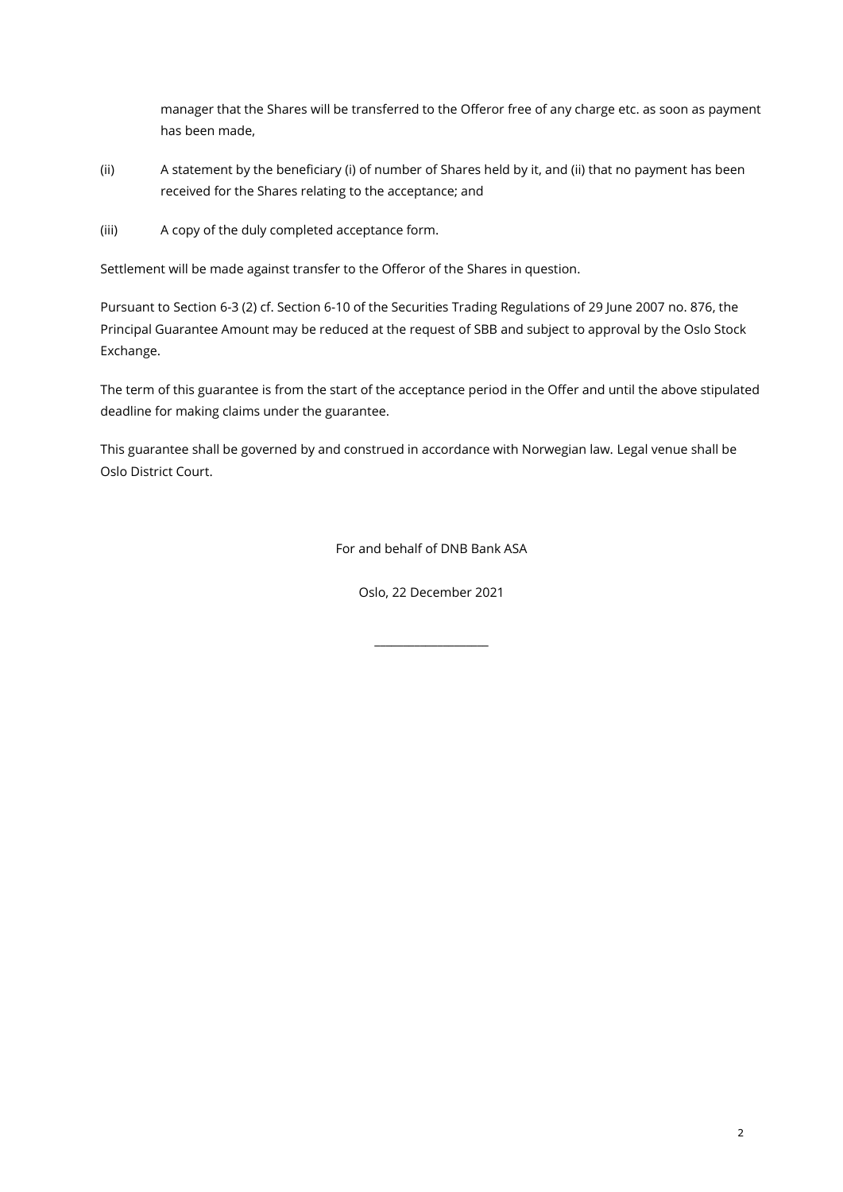manager that the Shares will be transferred to the Offeror free of any charge etc. as soon as payment has been made,

(ii) A statement by the beneficiary (i) of number of Shares held by it, and (ii) that no payment has been received for the Shares relating to the acceptance; and

(iii) A copy of the duly completed acceptance form.

Settlement will be made against transfer to the Offeror of the Shares in question.

Pursuant to Section 6-3 (2) cf. Section 6-10 of the Securities Trading Regulations of 29 June 2007 no. 876, the Principal Guarantee Amount may be reduced at the request of SBB and subject to approval by the Oslo Stock Exchange.

The term of this guarantee is from the start of the acceptance period in the Offer and until the above stipulated deadline for making claims under the guarantee.

This guarantee shall be governed by and construed in accordance with Norwegian law. Legal venue shall be Oslo District Court.

For and behalf of DNB Bank ASA

Oslo, 22 December 2021

\_\_\_\_\_\_\_\_\_\_\_\_\_\_\_\_\_\_\_\_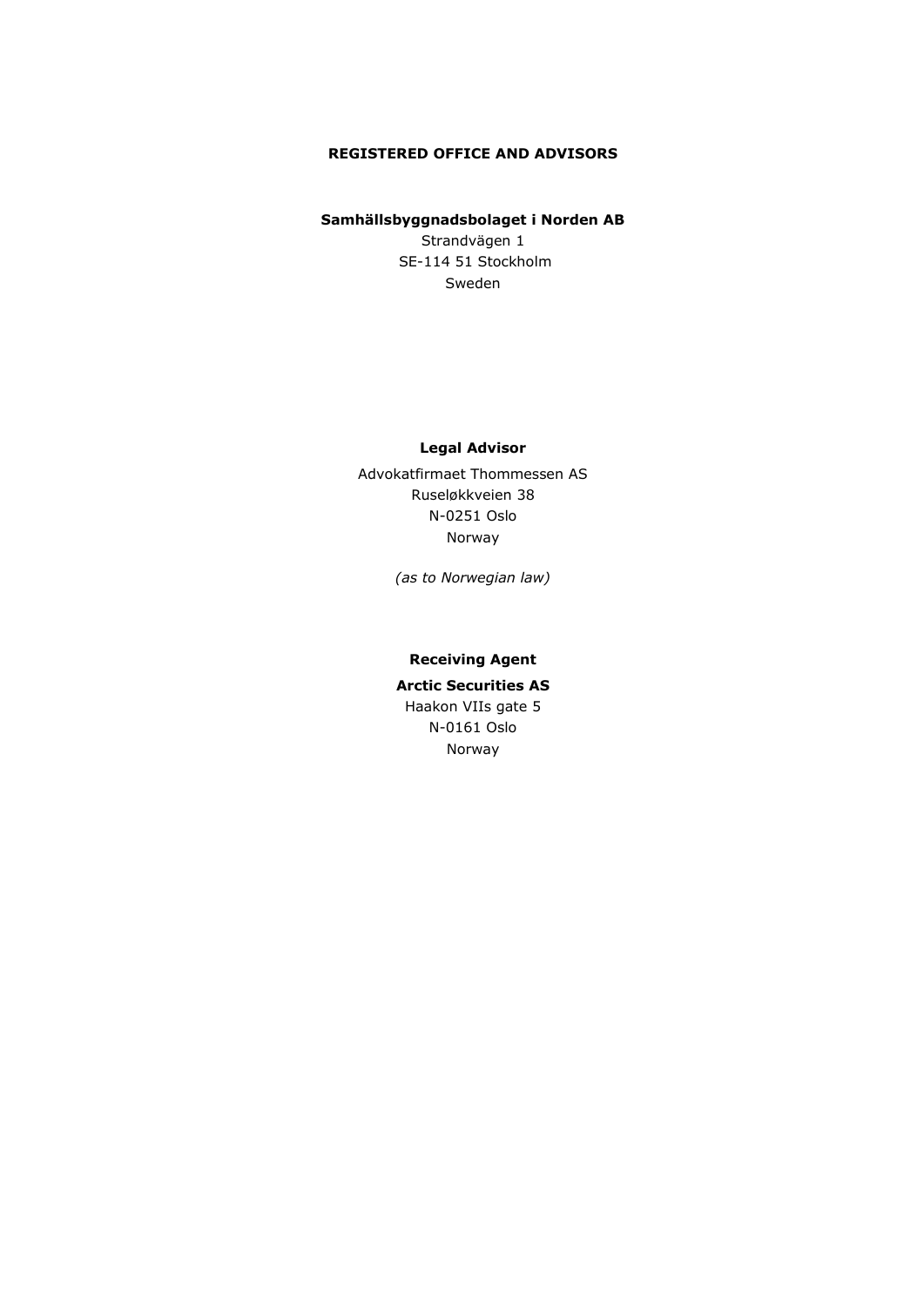# REGISTERED OFFICE AND ADVISORS

**Samhällsbyggnadsbolaget i Norden AB**
Strandvägen 1
SE-114 51 Stockholm
Sweden

**Legal Advisor**

Advokatfirmaet Thommessen AS
Ruseløkkveien 38
N-0251 Oslo
Norway

*(as to Norwegian law)*

**Receiving Agent**

**Arctic Securities AS**
Haakon VIIs gate 5
N-0161 Oslo
Norway